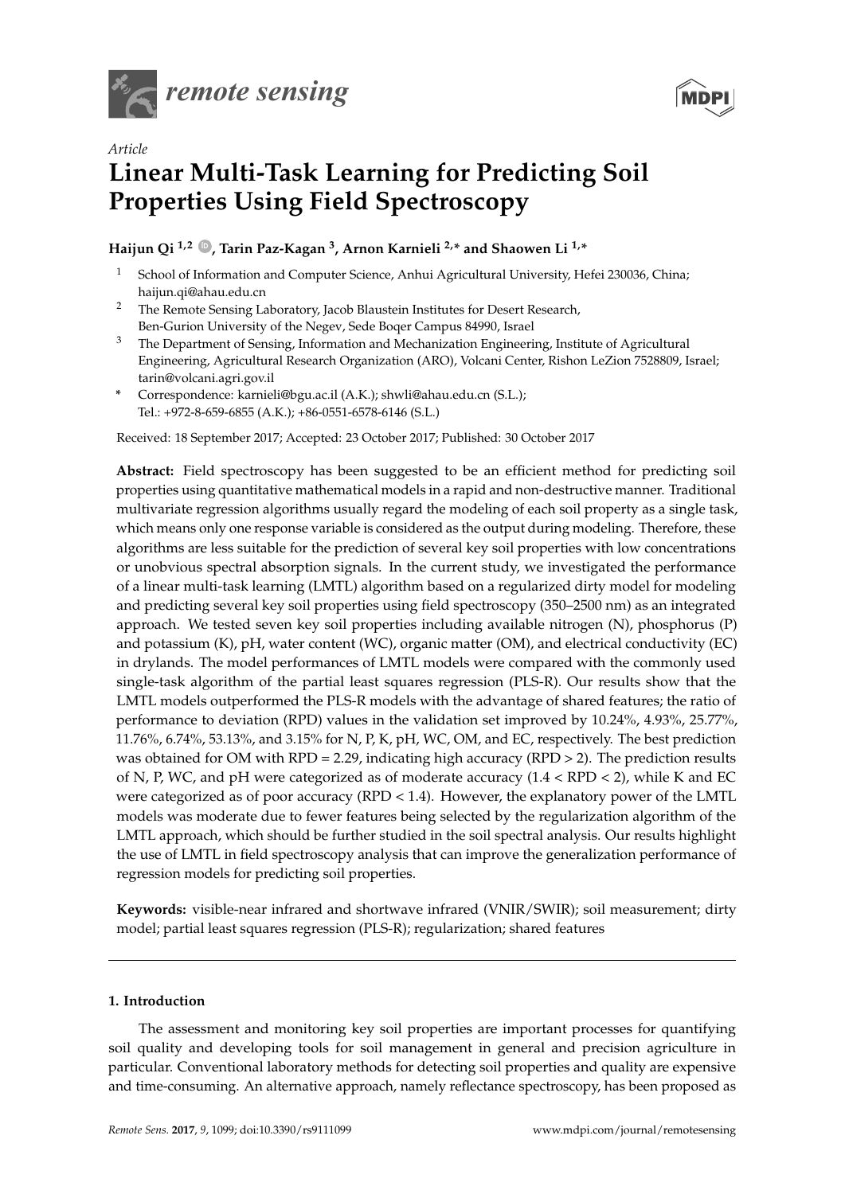*remote sensing*

*Article*

# Linear Multi-Task Learning for Predicting Soil Properties Using Field Spectroscopy

**Haijun Qi [1,2], Tarin Paz-Kagan [3], Arnon Karnieli [2,*] and Shaowen Li [1,*]**

[1] School of Information and Computer Science, Anhui Agricultural University, Hefei 230036, China; haijun.qi@ahau.edu.cn

[2] The Remote Sensing Laboratory, Jacob Blaustein Institutes for Desert Research, Ben-Gurion University of the Negev, Sede Boqer Campus 84990, Israel

[3] The Department of Sensing, Information and Mechanization Engineering, Institute of Agricultural Engineering, Agricultural Research Organization (ARO), Volcani Center, Rishon LeZion 7528809, Israel; tarin@volcani.agri.gov.il

[*] Correspondence: karnieli@bgu.ac.il (A.K.); shwli@ahau.edu.cn (S.L.); Tel.: +972-8-659-6855 (A.K.); +86-0551-6578-6146 (S.L.)

Received: 18 September 2017; Accepted: 23 October 2017; Published: 30 October 2017

**Abstract:** Field spectroscopy has been suggested to be an efficient method for predicting soil properties using quantitative mathematical models in a rapid and non-destructive manner. Traditional multivariate regression algorithms usually regard the modeling of each soil property as a single task, which means only one response variable is considered as the output during modeling. Therefore, these algorithms are less suitable for the prediction of several key soil properties with low concentrations or unobvious spectral absorption signals. In the current study, we investigated the performance of a linear multi-task learning (LMTL) algorithm based on a regularized dirty model for modeling and predicting several key soil properties using field spectroscopy (350–2500 nm) as an integrated approach. We tested seven key soil properties including available nitrogen (N), phosphorus (P) and potassium (K), pH, water content (WC), organic matter (OM), and electrical conductivity (EC) in drylands. The model performances of LMTL models were compared with the commonly used single-task algorithm of the partial least squares regression (PLS-R). Our results show that the LMTL models outperformed the PLS-R models with the advantage of shared features; the ratio of performance to deviation (RPD) values in the validation set improved by 10.24%, 4.93%, 25.77%, 11.76%, 6.74%, 53.13%, and 3.15% for N, P, K, pH, WC, OM, and EC, respectively. The best prediction was obtained for OM with RPD = 2.29, indicating high accuracy (RPD > 2). The prediction results of N, P, WC, and pH were categorized as of moderate accuracy (1.4 < RPD < 2), while K and EC were categorized as of poor accuracy (RPD < 1.4). However, the explanatory power of the LMTL models was moderate due to fewer features being selected by the regularization algorithm of the LMTL approach, which should be further studied in the soil spectral analysis. Our results highlight the use of LMTL in field spectroscopy analysis that can improve the generalization performance of regression models for predicting soil properties.

**Keywords:** visible-near infrared and shortwave infrared (VNIR/SWIR); soil measurement; dirty model; partial least squares regression (PLS-R); regularization; shared features

## 1. Introduction

The assessment and monitoring key soil properties are important processes for quantifying soil quality and developing tools for soil management in general and precision agriculture in particular. Conventional laboratory methods for detecting soil properties and quality are expensive and time-consuming. An alternative approach, namely reflectance spectroscopy, has been proposed as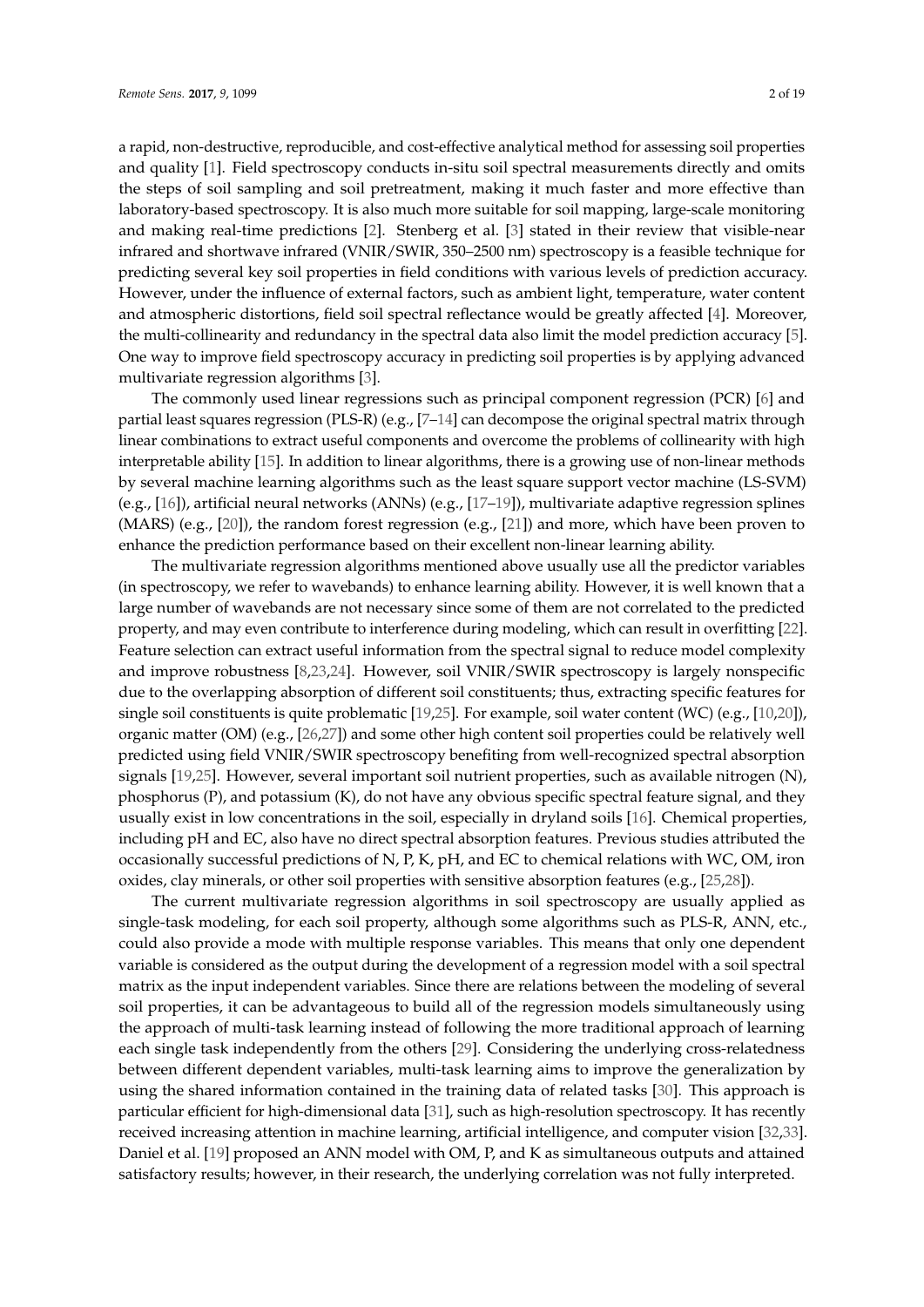a rapid, non-destructive, reproducible, and cost-effective analytical method for assessing soil properties and quality [1]. Field spectroscopy conducts in-situ soil spectral measurements directly and omits the steps of soil sampling and soil pretreatment, making it much faster and more effective than laboratory-based spectroscopy. It is also much more suitable for soil mapping, large-scale monitoring and making real-time predictions [2]. Stenberg et al. [3] stated in their review that visible-near infrared and shortwave infrared (VNIR/SWIR, 350–2500 nm) spectroscopy is a feasible technique for predicting several key soil properties in field conditions with various levels of prediction accuracy. However, under the influence of external factors, such as ambient light, temperature, water content and atmospheric distortions, field soil spectral reflectance would be greatly affected [4]. Moreover, the multi-collinearity and redundancy in the spectral data also limit the model prediction accuracy [5]. One way to improve field spectroscopy accuracy in predicting soil properties is by applying advanced multivariate regression algorithms [3].

The commonly used linear regressions such as principal component regression (PCR) [6] and partial least squares regression (PLS-R) (e.g., [7–14] can decompose the original spectral matrix through linear combinations to extract useful components and overcome the problems of collinearity with high interpretable ability [15]. In addition to linear algorithms, there is a growing use of non-linear methods by several machine learning algorithms such as the least square support vector machine (LS-SVM) (e.g., [16]), artificial neural networks (ANNs) (e.g., [17–19]), multivariate adaptive regression splines (MARS) (e.g., [20]), the random forest regression (e.g., [21]) and more, which have been proven to enhance the prediction performance based on their excellent non-linear learning ability.

The multivariate regression algorithms mentioned above usually use all the predictor variables (in spectroscopy, we refer to wavebands) to enhance learning ability. However, it is well known that a large number of wavebands are not necessary since some of them are not correlated to the predicted property, and may even contribute to interference during modeling, which can result in overfitting [22]. Feature selection can extract useful information from the spectral signal to reduce model complexity and improve robustness [8,23,24]. However, soil VNIR/SWIR spectroscopy is largely nonspecific due to the overlapping absorption of different soil constituents; thus, extracting specific features for single soil constituents is quite problematic [19,25]. For example, soil water content (WC) (e.g., [10,20]), organic matter (OM) (e.g., [26,27]) and some other high content soil properties could be relatively well predicted using field VNIR/SWIR spectroscopy benefiting from well-recognized spectral absorption signals [19,25]. However, several important soil nutrient properties, such as available nitrogen (N), phosphorus (P), and potassium (K), do not have any obvious specific spectral feature signal, and they usually exist in low concentrations in the soil, especially in dryland soils [16]. Chemical properties, including pH and EC, also have no direct spectral absorption features. Previous studies attributed the occasionally successful predictions of N, P, K, pH, and EC to chemical relations with WC, OM, iron oxides, clay minerals, or other soil properties with sensitive absorption features (e.g., [25,28]).

The current multivariate regression algorithms in soil spectroscopy are usually applied as single-task modeling, for each soil property, although some algorithms such as PLS-R, ANN, etc., could also provide a mode with multiple response variables. This means that only one dependent variable is considered as the output during the development of a regression model with a soil spectral matrix as the input independent variables. Since there are relations between the modeling of several soil properties, it can be advantageous to build all of the regression models simultaneously using the approach of multi-task learning instead of following the more traditional approach of learning each single task independently from the others [29]. Considering the underlying cross-relatedness between different dependent variables, multi-task learning aims to improve the generalization by using the shared information contained in the training data of related tasks [30]. This approach is particular efficient for high-dimensional data [31], such as high-resolution spectroscopy. It has recently received increasing attention in machine learning, artificial intelligence, and computer vision [32,33]. Daniel et al. [19] proposed an ANN model with OM, P, and K as simultaneous outputs and attained satisfactory results; however, in their research, the underlying correlation was not fully interpreted.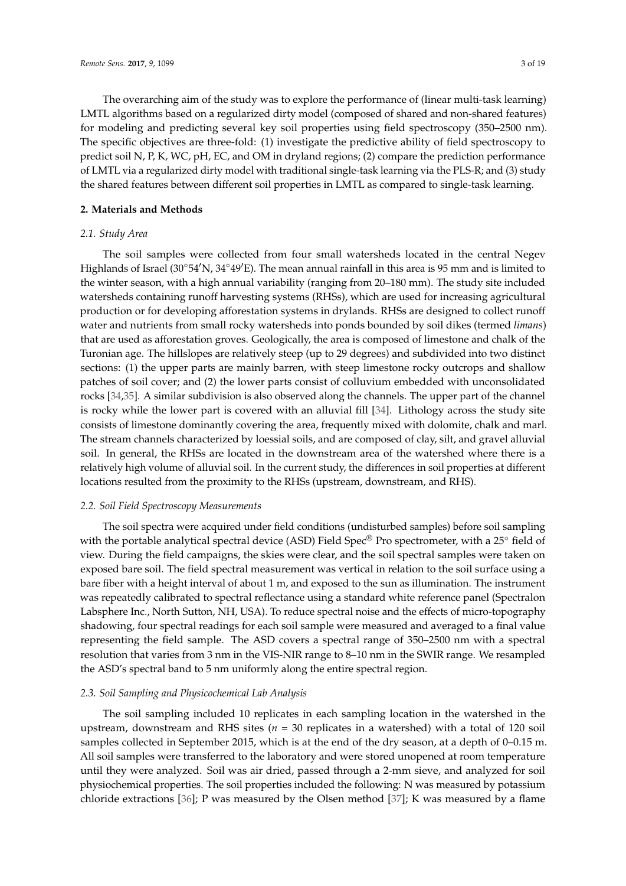The overarching aim of the study was to explore the performance of (linear multi-task learning) LMTL algorithms based on a regularized dirty model (composed of shared and non-shared features) for modeling and predicting several key soil properties using field spectroscopy (350–2500 nm). The specific objectives are three-fold: (1) investigate the predictive ability of field spectroscopy to predict soil N, P, K, WC, pH, EC, and OM in dryland regions; (2) compare the prediction performance of LMTL via a regularized dirty model with traditional single-task learning via the PLS-R; and (3) study the shared features between different soil properties in LMTL as compared to single-task learning.

## 2. Materials and Methods

### *2.1. Study Area*

The soil samples were collected from four small watersheds located in the central Negev Highlands of Israel (30°54′N, 34°49′E). The mean annual rainfall in this area is 95 mm and is limited to the winter season, with a high annual variability (ranging from 20–180 mm). The study site included watersheds containing runoff harvesting systems (RHSs), which are used for increasing agricultural production or for developing afforestation systems in drylands. RHSs are designed to collect runoff water and nutrients from small rocky watersheds into ponds bounded by soil dikes (termed *limans*) that are used as afforestation groves. Geologically, the area is composed of limestone and chalk of the Turonian age. The hillslopes are relatively steep (up to 29 degrees) and subdivided into two distinct sections: (1) the upper parts are mainly barren, with steep limestone rocky outcrops and shallow patches of soil cover; and (2) the lower parts consist of colluvium embedded with unconsolidated rocks [34,35]. A similar subdivision is also observed along the channels. The upper part of the channel is rocky while the lower part is covered with an alluvial fill [34]. Lithology across the study site consists of limestone dominantly covering the area, frequently mixed with dolomite, chalk and marl. The stream channels characterized by loessial soils, and are composed of clay, silt, and gravel alluvial soil. In general, the RHSs are located in the downstream area of the watershed where there is a relatively high volume of alluvial soil. In the current study, the differences in soil properties at different locations resulted from the proximity to the RHSs (upstream, downstream, and RHS).

### *2.2. Soil Field Spectroscopy Measurements*

The soil spectra were acquired under field conditions (undisturbed samples) before soil sampling with the portable analytical spectral device (ASD) Field Spec® Pro spectrometer, with a 25° field of view. During the field campaigns, the skies were clear, and the soil spectral samples were taken on exposed bare soil. The field spectral measurement was vertical in relation to the soil surface using a bare fiber with a height interval of about 1 m, and exposed to the sun as illumination. The instrument was repeatedly calibrated to spectral reflectance using a standard white reference panel (Spectralon Labsphere Inc., North Sutton, NH, USA). To reduce spectral noise and the effects of micro-topography shadowing, four spectral readings for each soil sample were measured and averaged to a final value representing the field sample. The ASD covers a spectral range of 350–2500 nm with a spectral resolution that varies from 3 nm in the VIS-NIR range to 8–10 nm in the SWIR range. We resampled the ASD's spectral band to 5 nm uniformly along the entire spectral region.

### *2.3. Soil Sampling and Physicochemical Lab Analysis*

The soil sampling included 10 replicates in each sampling location in the watershed in the upstream, downstream and RHS sites ($n$ = 30 replicates in a watershed) with a total of 120 soil samples collected in September 2015, which is at the end of the dry season, at a depth of 0–0.15 m. All soil samples were transferred to the laboratory and were stored unopened at room temperature until they were analyzed. Soil was air dried, passed through a 2-mm sieve, and analyzed for soil physiochemical properties. The soil properties included the following: N was measured by potassium chloride extractions [36]; P was measured by the Olsen method [37]; K was measured by a flame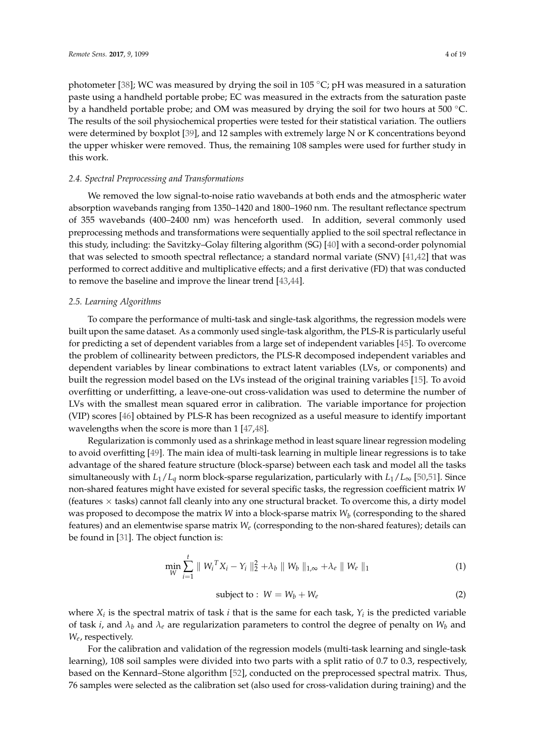photometer [38]; WC was measured by drying the soil in 105 °C; pH was measured in a saturation paste using a handheld portable probe; EC was measured in the extracts from the saturation paste by a handheld portable probe; and OM was measured by drying the soil for two hours at 500 °C. The results of the soil physiochemical properties were tested for their statistical variation. The outliers were determined by boxplot [39], and 12 samples with extremely large N or K concentrations beyond the upper whisker were removed. Thus, the remaining 108 samples were used for further study in this work.

### *2.4. Spectral Preprocessing and Transformations*

We removed the low signal-to-noise ratio wavebands at both ends and the atmospheric water absorption wavebands ranging from 1350–1420 and 1800–1960 nm. The resultant reflectance spectrum of 355 wavebands (400–2400 nm) was henceforth used. In addition, several commonly used preprocessing methods and transformations were sequentially applied to the soil spectral reflectance in this study, including: the Savitzky–Golay filtering algorithm (SG) [40] with a second-order polynomial that was selected to smooth spectral reflectance; a standard normal variate (SNV) [41,42] that was performed to correct additive and multiplicative effects; and a first derivative (FD) that was conducted to remove the baseline and improve the linear trend [43,44].

### *2.5. Learning Algorithms*

To compare the performance of multi-task and single-task algorithms, the regression models were built upon the same dataset. As a commonly used single-task algorithm, the PLS-R is particularly useful for predicting a set of dependent variables from a large set of independent variables [45]. To overcome the problem of collinearity between predictors, the PLS-R decomposed independent variables and dependent variables by linear combinations to extract latent variables (LVs, or components) and built the regression model based on the LVs instead of the original training variables [15]. To avoid overfitting or underfitting, a leave-one-out cross-validation was used to determine the number of LVs with the smallest mean squared error in calibration. The variable importance for projection (VIP) scores [46] obtained by PLS-R has been recognized as a useful measure to identify important wavelengths when the score is more than 1 [47,48].

Regularization is commonly used as a shrinkage method in least square linear regression modeling to avoid overfitting [49]. The main idea of multi-task learning in multiple linear regressions is to take advantage of the shared feature structure (block-sparse) between each task and model all the tasks simultaneously with $L_1/L_q$ norm block-sparse regularization, particularly with $L_1/L_\infty$ [50,51]. Since non-shared features might have existed for several specific tasks, the regression coefficient matrix $W$ (features × tasks) cannot fall cleanly into any one structural bracket. To overcome this, a dirty model was proposed to decompose the matrix $W$ into a block-sparse matrix $W_b$ (corresponding to the shared features) and an elementwise sparse matrix $W_e$ (corresponding to the non-shared features); details can be found in [31]. The object function is:

$$\min_{W} \sum_{i=1}^{t} \parallel {W_i}^T X_i - Y_i \parallel_2^2 + \lambda_b \parallel W_b \parallel_{1,\infty} + \lambda_e \parallel W_e \parallel_1 \tag{1}$$

$$\text{subject to}: \; W = W_b + W_e \tag{2}$$

where $X_i$ is the spectral matrix of task $i$ that is the same for each task, $Y_i$ is the predicted variable of task $i$, and $\lambda_b$ and $\lambda_e$ are regularization parameters to control the degree of penalty on $W_b$ and $W_e$, respectively.

For the calibration and validation of the regression models (multi-task learning and single-task learning), 108 soil samples were divided into two parts with a split ratio of 0.7 to 0.3, respectively, based on the Kennard–Stone algorithm [52], conducted on the preprocessed spectral matrix. Thus, 76 samples were selected as the calibration set (also used for cross-validation during training) and the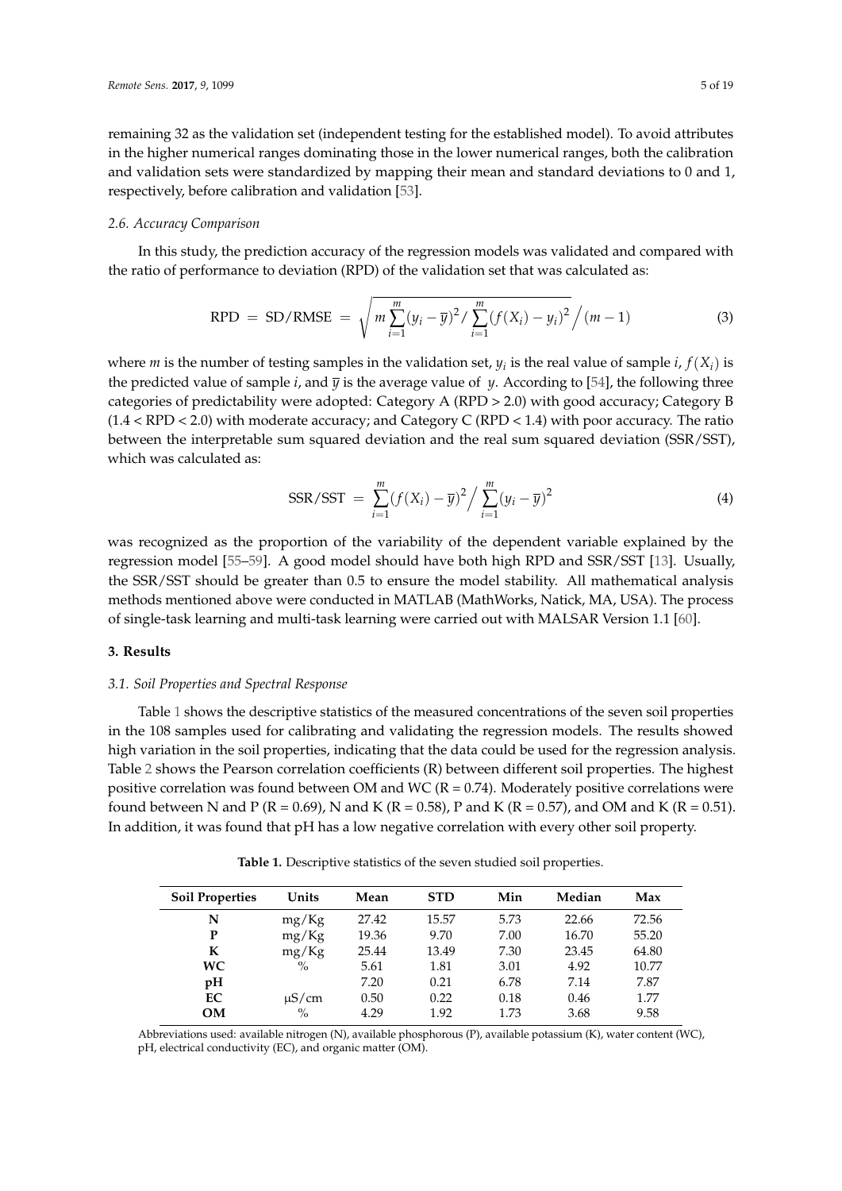remaining 32 as the validation set (independent testing for the established model). To avoid attributes in the higher numerical ranges dominating those in the lower numerical ranges, both the calibration and validation sets were standardized by mapping their mean and standard deviations to 0 and 1, respectively, before calibration and validation [53].

### 2.6. Accuracy Comparison

In this study, the prediction accuracy of the regression models was validated and compared with the ratio of performance to deviation (RPD) of the validation set that was calculated as:

$$\text{RPD} = \text{SD}/\text{RMSE} = \sqrt{m\sum_{i=1}^{m}(y_i - \overline{y})^2 / \sum_{i=1}^{m}(f(X_i) - y_i)^2 \Big/ (m-1)} \tag{3}$$

where $m$ is the number of testing samples in the validation set, $y_i$ is the real value of sample $i$, $f(X_i)$ is the predicted value of sample $i$, and $\overline{y}$ is the average value of $y$. According to [54], the following three categories of predictability were adopted: Category A (RPD > 2.0) with good accuracy; Category B (1.4 < RPD < 2.0) with moderate accuracy; and Category C (RPD < 1.4) with poor accuracy. The ratio between the interpretable sum squared deviation and the real sum squared deviation (SSR/SST), which was calculated as:

$$\text{SSR}/\text{SST} = \sum_{i=1}^{m}(f(X_i) - \overline{y})^2 \Big/ \sum_{i=1}^{m}(y_i - \overline{y})^2 \tag{4}$$

was recognized as the proportion of the variability of the dependent variable explained by the regression model [55–59]. A good model should have both high RPD and SSR/SST [13]. Usually, the SSR/SST should be greater than 0.5 to ensure the model stability. All mathematical analysis methods mentioned above were conducted in MATLAB (MathWorks, Natick, MA, USA). The process of single-task learning and multi-task learning were carried out with MALSAR Version 1.1 [60].

## 3. Results

### 3.1. Soil Properties and Spectral Response

Table 1 shows the descriptive statistics of the measured concentrations of the seven soil properties in the 108 samples used for calibrating and validating the regression models. The results showed high variation in the soil properties, indicating that the data could be used for the regression analysis. Table 2 shows the Pearson correlation coefficients (R) between different soil properties. The highest positive correlation was found between OM and WC (R = 0.74). Moderately positive correlations were found between N and P (R = 0.69), N and K (R = 0.58), P and K (R = 0.57), and OM and K (R = 0.51). In addition, it was found that pH has a low negative correlation with every other soil property.

**Table 1.** Descriptive statistics of the seven studied soil properties.

| Soil Properties | Units | Mean | STD | Min | Median | Max |
|---|---|---|---|---|---|---|
| **N** | mg/Kg | 27.42 | 15.57 | 5.73 | 22.66 | 72.56 |
| **P** | mg/Kg | 19.36 | 9.70 | 7.00 | 16.70 | 55.20 |
| **K** | mg/Kg | 25.44 | 13.49 | 7.30 | 23.45 | 64.80 |
| **WC** | % | 5.61 | 1.81 | 3.01 | 4.92 | 10.77 |
| **pH** | | 7.20 | 0.21 | 6.78 | 7.14 | 7.87 |
| **EC** | μS/cm | 0.50 | 0.22 | 0.18 | 0.46 | 1.77 |
| **OM** | % | 4.29 | 1.92 | 1.73 | 3.68 | 9.58 |

Abbreviations used: available nitrogen (N), available phosphorous (P), available potassium (K), water content (WC), pH, electrical conductivity (EC), and organic matter (OM).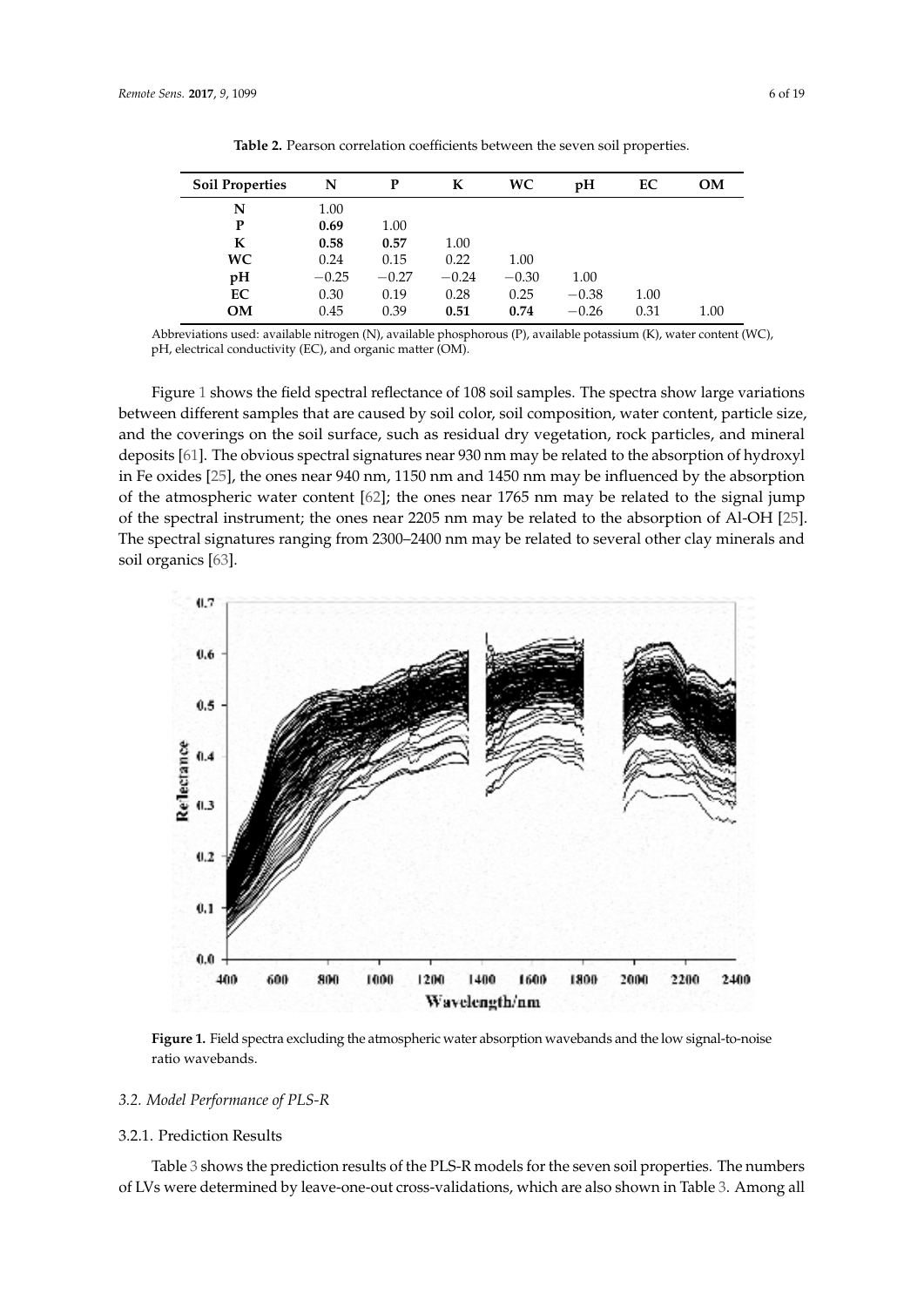**Table 2.** Pearson correlation coefficients between the seven soil properties.

| Soil Properties | N | P | K | WC | pH | EC | OM |
|---|---|---|---|---|---|---|---|
| **N** | 1.00 | | | | | | |
| **P** | **0.69** | 1.00 | | | | | |
| **K** | **0.58** | **0.57** | 1.00 | | | | |
| **WC** | 0.24 | 0.15 | 0.22 | 1.00 | | | |
| **pH** | −0.25 | −0.27 | −0.24 | −0.30 | 1.00 | | |
| **EC** | 0.30 | 0.19 | 0.28 | 0.25 | −0.38 | 1.00 | |
| **OM** | 0.45 | 0.39 | **0.51** | **0.74** | −0.26 | 0.31 | 1.00 |

Abbreviations used: available nitrogen (N), available phosphorous (P), available potassium (K), water content (WC), pH, electrical conductivity (EC), and organic matter (OM).

Figure 1 shows the field spectral reflectance of 108 soil samples. The spectra show large variations between different samples that are caused by soil color, soil composition, water content, particle size, and the coverings on the soil surface, such as residual dry vegetation, rock particles, and mineral deposits [61]. The obvious spectral signatures near 930 nm may be related to the absorption of hydroxyl in Fe oxides [25], the ones near 940 nm, 1150 nm and 1450 nm may be influenced by the absorption of the atmospheric water content [62]; the ones near 1765 nm may be related to the signal jump of the spectral instrument; the ones near 2205 nm may be related to the absorption of Al-OH [25]. The spectral signatures ranging from 2300–2400 nm may be related to several other clay minerals and soil organics [63].

**Figure 1.** Field spectra excluding the atmospheric water absorption wavebands and the low signal-to-noise ratio wavebands.

### 3.2. Model Performance of PLS-R

#### 3.2.1. Prediction Results

Table 3 shows the prediction results of the PLS-R models for the seven soil properties. The numbers of LVs were determined by leave-one-out cross-validations, which are also shown in Table 3. Among all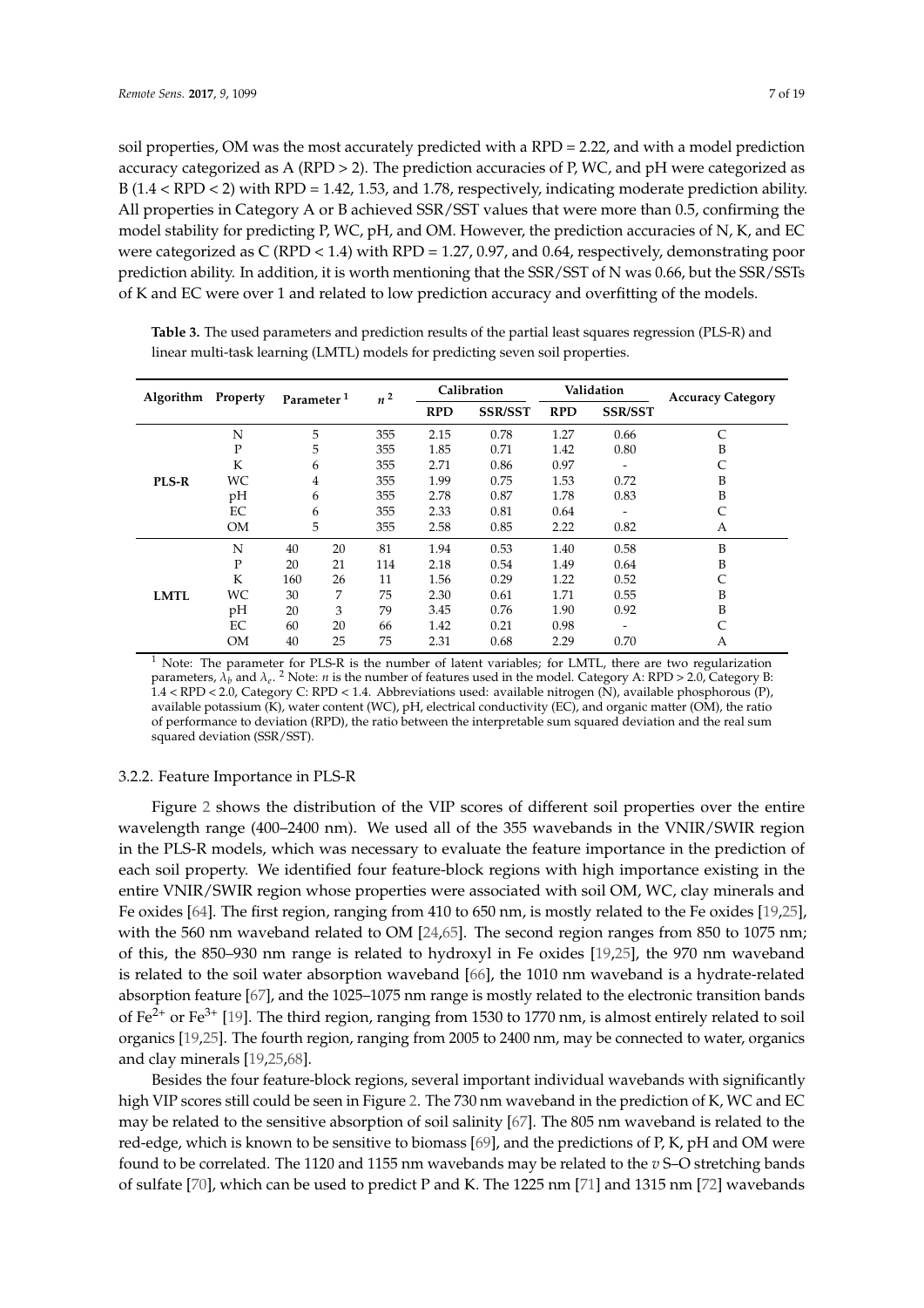soil properties, OM was the most accurately predicted with a RPD = 2.22, and with a model prediction accuracy categorized as A (RPD > 2). The prediction accuracies of P, WC, and pH were categorized as B (1.4 < RPD < 2) with RPD = 1.42, 1.53, and 1.78, respectively, indicating moderate prediction ability. All properties in Category A or B achieved SSR/SST values that were more than 0.5, confirming the model stability for predicting P, WC, pH, and OM. However, the prediction accuracies of N, K, and EC were categorized as C (RPD < 1.4) with RPD = 1.27, 0.97, and 0.64, respectively, demonstrating poor prediction ability. In addition, it is worth mentioning that the SSR/SST of N was 0.66, but the SSR/SSTs of K and EC were over 1 and related to low prediction accuracy and overfitting of the models.

**Table 3.** The used parameters and prediction results of the partial least squares regression (PLS-R) and linear multi-task learning (LMTL) models for predicting seven soil properties.

| Algorithm | Property | Parameter [1] | | $n$ [2] | Calibration | | Validation | | Accuracy Category |
|---|---|---|---|---|---|---|---|---|---|
| | | | | | RPD | SSR/SST | RPD | SSR/SST | |
| PLS-R | N | 5 | | 355 | 2.15 | 0.78 | 1.27 | 0.66 | C |
| | P | 5 | | 355 | 1.85 | 0.71 | 1.42 | 0.80 | B |
| | K | 6 | | 355 | 2.71 | 0.86 | 0.97 | - | C |
| | WC | 4 | | 355 | 1.99 | 0.75 | 1.53 | 0.72 | B |
| | pH | 6 | | 355 | 2.78 | 0.87 | 1.78 | 0.83 | B |
| | EC | 6 | | 355 | 2.33 | 0.81 | 0.64 | - | C |
| | OM | 5 | | 355 | 2.58 | 0.85 | 2.22 | 0.82 | A |
| LMTL | N | 40 | 20 | 81 | 1.94 | 0.53 | 1.40 | 0.58 | B |
| | P | 20 | 21 | 114 | 2.18 | 0.54 | 1.49 | 0.64 | B |
| | K | 160 | 26 | 11 | 1.56 | 0.29 | 1.22 | 0.52 | C |
| | WC | 30 | 7 | 75 | 2.30 | 0.61 | 1.71 | 0.55 | B |
| | pH | 20 | 3 | 79 | 3.45 | 0.76 | 1.90 | 0.92 | B |
| | EC | 60 | 20 | 66 | 1.42 | 0.21 | 0.98 | - | C |
| | OM | 40 | 25 | 75 | 2.31 | 0.68 | 2.29 | 0.70 | A |

[1] Note: The parameter for PLS-R is the number of latent variables; for LMTL, there are two regularization parameters, $\lambda_b$ and $\lambda_e$. [2] Note: $n$ is the number of features used in the model. Category A: RPD > 2.0, Category B: 1.4 < RPD < 2.0, Category C: RPD < 1.4. Abbreviations used: available nitrogen (N), available phosphorous (P), available potassium (K), water content (WC), pH, electrical conductivity (EC), and organic matter (OM), the ratio of performance to deviation (RPD), the ratio between the interpretable sum squared deviation and the real sum squared deviation (SSR/SST).

### 3.2.2. Feature Importance in PLS-R

Figure 2 shows the distribution of the VIP scores of different soil properties over the entire wavelength range (400–2400 nm). We used all of the 355 wavebands in the VNIR/SWIR region in the PLS-R models, which was necessary to evaluate the feature importance in the prediction of each soil property. We identified four feature-block regions with high importance existing in the entire VNIR/SWIR region whose properties were associated with soil OM, WC, clay minerals and Fe oxides [64]. The first region, ranging from 410 to 650 nm, is mostly related to the Fe oxides [19,25], with the 560 nm waveband related to OM [24,65]. The second region ranges from 850 to 1075 nm; of this, the 850–930 nm range is related to hydroxyl in Fe oxides [19,25], the 970 nm waveband is related to the soil water absorption waveband [66], the 1010 nm waveband is a hydrate-related absorption feature [67], and the 1025–1075 nm range is mostly related to the electronic transition bands of $Fe^{2+}$ or $Fe^{3+}$ [19]. The third region, ranging from 1530 to 1770 nm, is almost entirely related to soil organics [19,25]. The fourth region, ranging from 2005 to 2400 nm, may be connected to water, organics and clay minerals [19,25,68].

Besides the four feature-block regions, several important individual wavebands with significantly high VIP scores still could be seen in Figure 2. The 730 nm waveband in the prediction of K, WC and EC may be related to the sensitive absorption of soil salinity [67]. The 805 nm waveband is related to the red-edge, which is known to be sensitive to biomass [69], and the predictions of P, K, pH and OM were found to be correlated. The 1120 and 1155 nm wavebands may be related to the $v$ S–O stretching bands of sulfate [70], which can be used to predict P and K. The 1225 nm [71] and 1315 nm [72] wavebands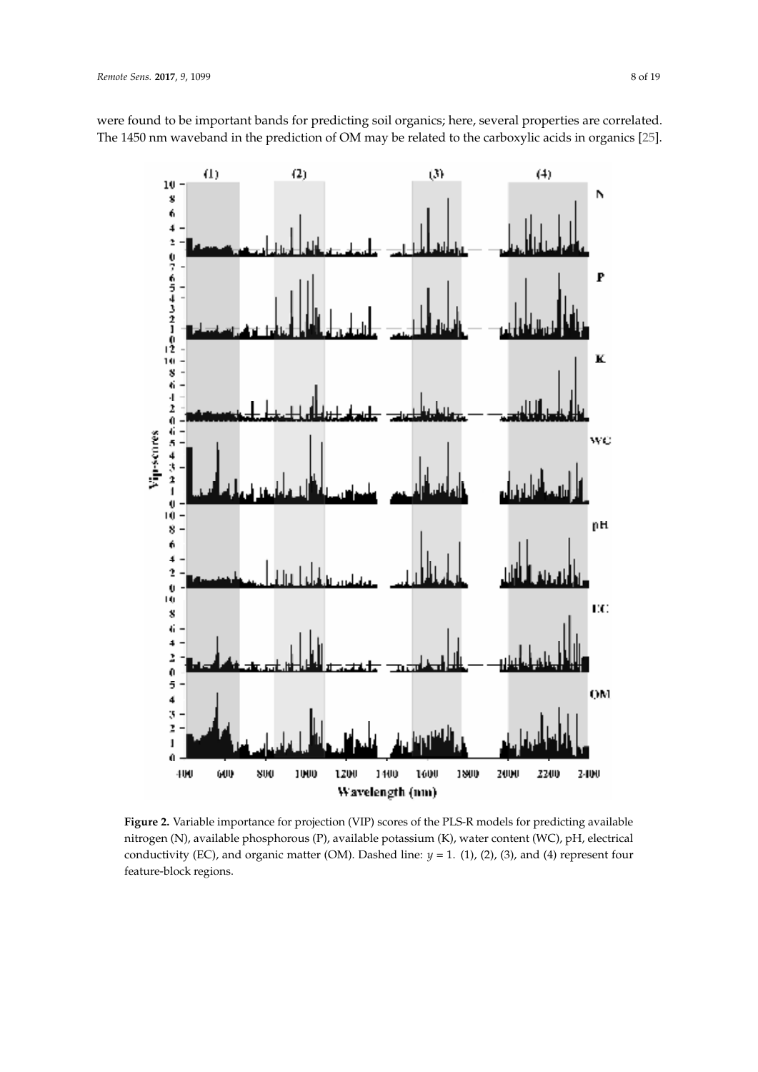were found to be important bands for predicting soil organics; here, several properties are correlated. The 1450 nm waveband in the prediction of OM may be related to the carboxylic acids in organics [25].

**Figure 2.** Variable importance for projection (VIP) scores of the PLS-R models for predicting available nitrogen (N), available phosphorous (P), available potassium (K), water content (WC), pH, electrical conductivity (EC), and organic matter (OM). Dashed line: $y = 1$. (1), (2), (3), and (4) represent four feature-block regions.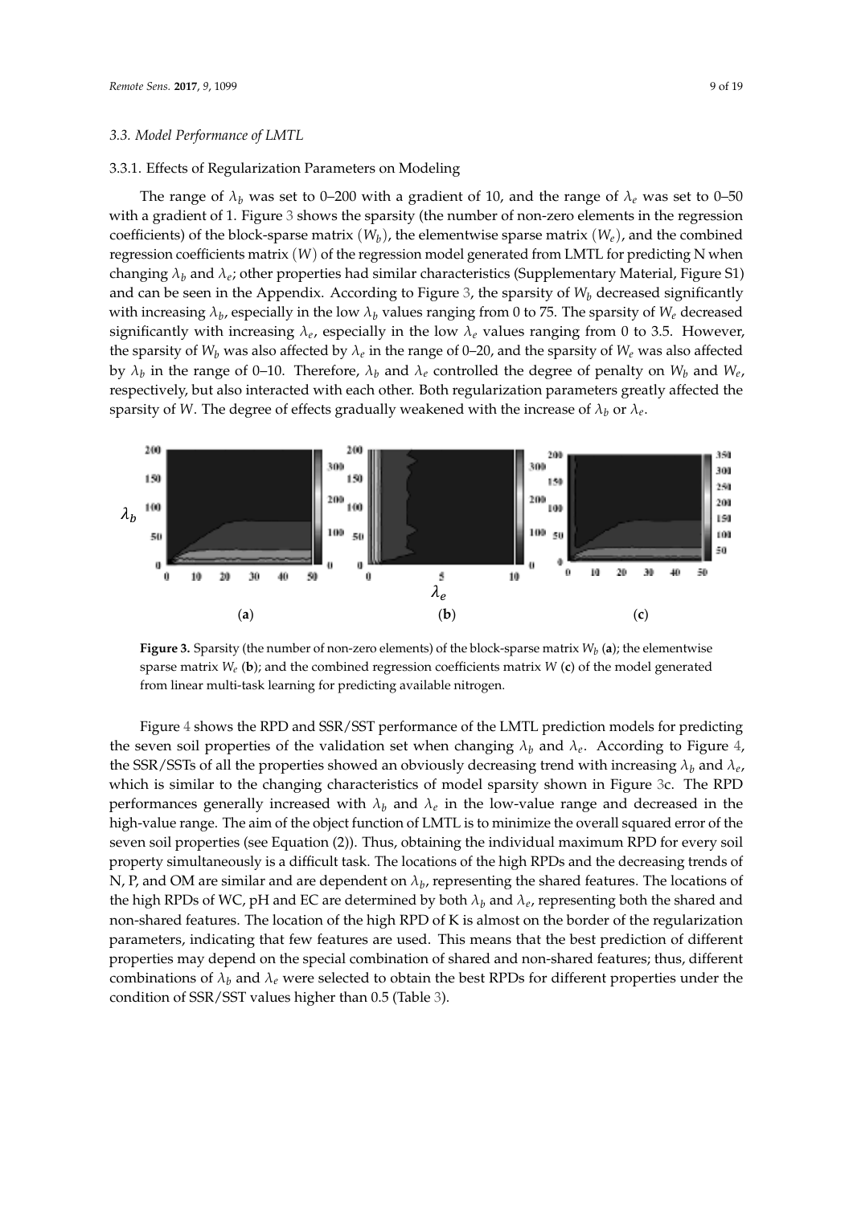### 3.3. Model Performance of LMTL

#### 3.3.1. Effects of Regularization Parameters on Modeling

The range of $\lambda_b$ was set to 0–200 with a gradient of 10, and the range of $\lambda_e$ was set to 0–50 with a gradient of 1. Figure 3 shows the sparsity (the number of non-zero elements in the regression coefficients) of the block-sparse matrix $(W_b)$, the elementwise sparse matrix $(W_e)$, and the combined regression coefficients matrix $(W)$ of the regression model generated from LMTL for predicting N when changing $\lambda_b$ and $\lambda_e$; other properties had similar characteristics (Supplementary Material, Figure S1) and can be seen in the Appendix. According to Figure 3, the sparsity of $W_b$ decreased significantly with increasing $\lambda_b$, especially in the low $\lambda_b$ values ranging from 0 to 75. The sparsity of $W_e$ decreased significantly with increasing $\lambda_e$, especially in the low $\lambda_e$ values ranging from 0 to 3.5. However, the sparsity of $W_b$ was also affected by $\lambda_e$ in the range of 0–20, and the sparsity of $W_e$ was also affected by $\lambda_b$ in the range of 0–10. Therefore, $\lambda_b$ and $\lambda_e$ controlled the degree of penalty on $W_b$ and $W_e$, respectively, but also interacted with each other. Both regularization parameters greatly affected the sparsity of $W$. The degree of effects gradually weakened with the increase of $\lambda_b$ or $\lambda_e$.

**Figure 3.** Sparsity (the number of non-zero elements) of the block-sparse matrix $W_b$ (**a**); the elementwise sparse matrix $W_e$ (**b**); and the combined regression coefficients matrix $W$ (**c**) of the model generated from linear multi-task learning for predicting available nitrogen.

Figure 4 shows the RPD and SSR/SST performance of the LMTL prediction models for predicting the seven soil properties of the validation set when changing $\lambda_b$ and $\lambda_e$. According to Figure 4, the SSR/SSTs of all the properties showed an obviously decreasing trend with increasing $\lambda_b$ and $\lambda_e$, which is similar to the changing characteristics of model sparsity shown in Figure 3c. The RPD performances generally increased with $\lambda_b$ and $\lambda_e$ in the low-value range and decreased in the high-value range. The aim of the object function of LMTL is to minimize the overall squared error of the seven soil properties (see Equation (2)). Thus, obtaining the individual maximum RPD for every soil property simultaneously is a difficult task. The locations of the high RPDs and the decreasing trends of N, P, and OM are similar and are dependent on $\lambda_b$, representing the shared features. The locations of the high RPDs of WC, pH and EC are determined by both $\lambda_b$ and $\lambda_e$, representing both the shared and non-shared features. The location of the high RPD of K is almost on the border of the regularization parameters, indicating that few features are used. This means that the best prediction of different properties may depend on the special combination of shared and non-shared features; thus, different combinations of $\lambda_b$ and $\lambda_e$ were selected to obtain the best RPDs for different properties under the condition of SSR/SST values higher than 0.5 (Table 3).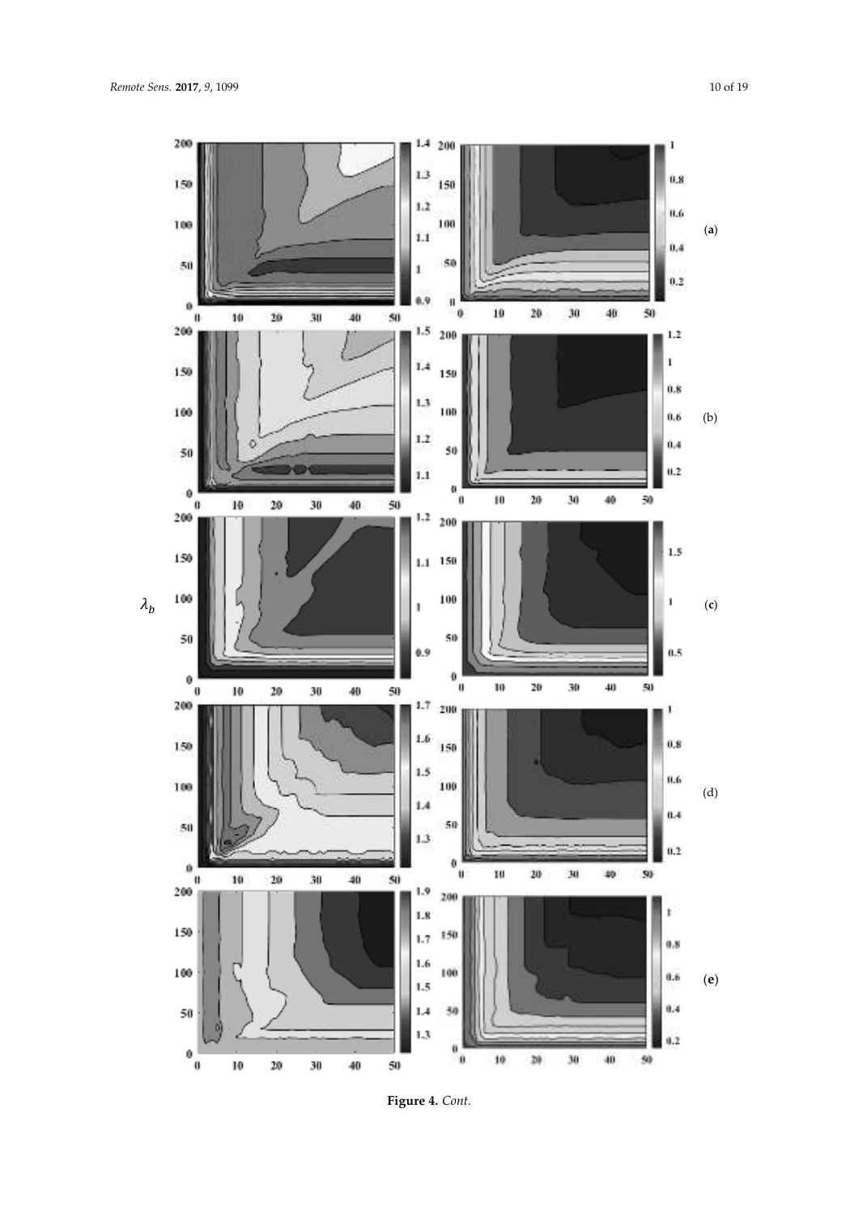**Figure 4.** *Cont.*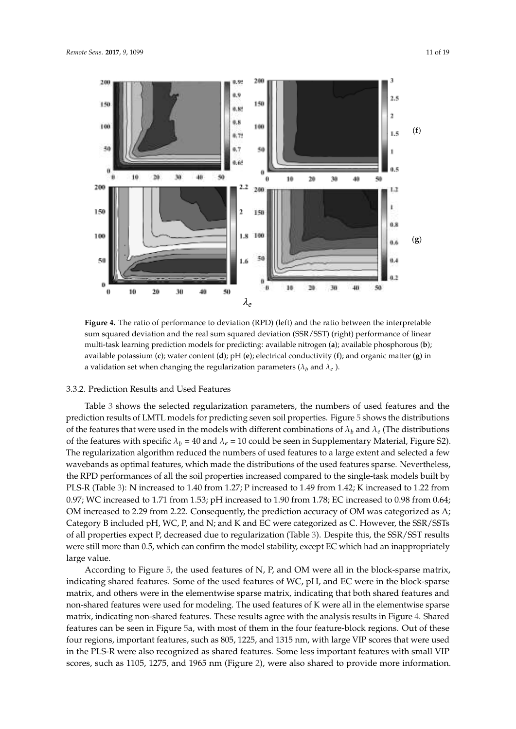**Figure 4.** The ratio of performance to deviation (RPD) (left) and the ratio between the interpretable sum squared deviation and the real sum squared deviation (SSR/SST) (right) performance of linear multi-task learning prediction models for predicting: available nitrogen (**a**); available phosphorous (**b**); available potassium (**c**); water content (**d**); pH (**e**); electrical conductivity (**f**); and organic matter (**g**) in a validation set when changing the regularization parameters ($\lambda_b$ and $\lambda_e$ ).

### 3.3.2. Prediction Results and Used Features

Table 3 shows the selected regularization parameters, the numbers of used features and the prediction results of LMTL models for predicting seven soil properties. Figure 5 shows the distributions of the features that were used in the models with different combinations of $\lambda_b$ and $\lambda_e$ (The distributions of the features with specific $\lambda_b$ = 40 and $\lambda_e$ = 10 could be seen in Supplementary Material, Figure S2). The regularization algorithm reduced the numbers of used features to a large extent and selected a few wavebands as optimal features, which made the distributions of the used features sparse. Nevertheless, the RPD performances of all the soil properties increased compared to the single-task models built by PLS-R (Table 3): N increased to 1.40 from 1.27; P increased to 1.49 from 1.42; K increased to 1.22 from 0.97; WC increased to 1.71 from 1.53; pH increased to 1.90 from 1.78; EC increased to 0.98 from 0.64; OM increased to 2.29 from 2.22. Consequently, the prediction accuracy of OM was categorized as A; Category B included pH, WC, P, and N; and K and EC were categorized as C. However, the SSR/SSTs of all properties expect P, decreased due to regularization (Table 3). Despite this, the SSR/SST results were still more than 0.5, which can confirm the model stability, except EC which had an inappropriately large value.

According to Figure 5, the used features of N, P, and OM were all in the block-sparse matrix, indicating shared features. Some of the used features of WC, pH, and EC were in the block-sparse matrix, and others were in the elementwise sparse matrix, indicating that both shared features and non-shared features were used for modeling. The used features of K were all in the elementwise sparse matrix, indicating non-shared features. These results agree with the analysis results in Figure 4. Shared features can be seen in Figure 5a, with most of them in the four feature-block regions. Out of these four regions, important features, such as 805, 1225, and 1315 nm, with large VIP scores that were used in the PLS-R were also recognized as shared features. Some less important features with small VIP scores, such as 1105, 1275, and 1965 nm (Figure 2), were also shared to provide more information.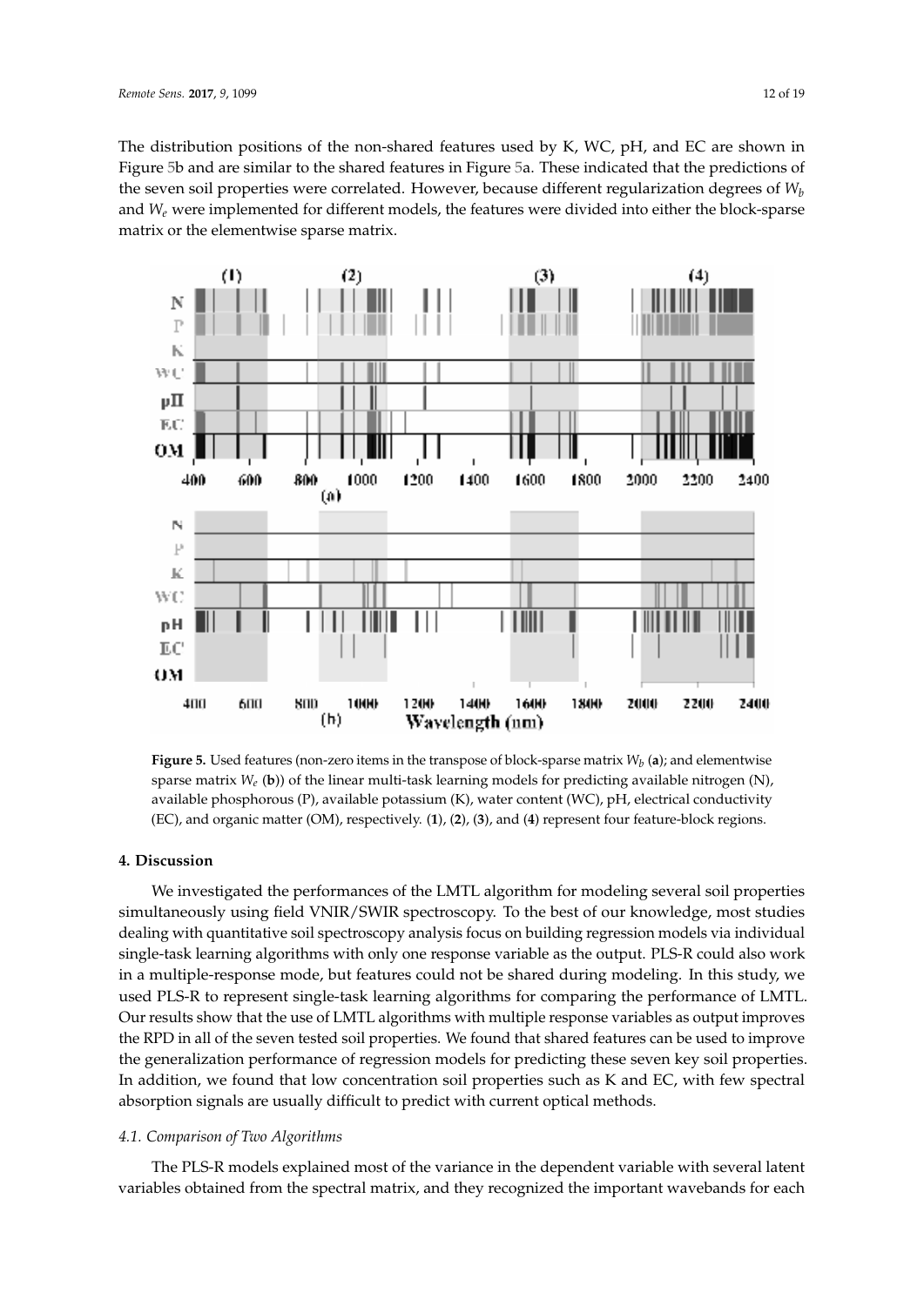The distribution positions of the non-shared features used by K, WC, pH, and EC are shown in Figure 5b and are similar to the shared features in Figure 5a. These indicated that the predictions of the seven soil properties were correlated. However, because different regularization degrees of $W_b$ and $W_e$ were implemented for different models, the features were divided into either the block-sparse matrix or the elementwise sparse matrix.

**Figure 5.** Used features (non-zero items in the transpose of block-sparse matrix $W_b$ (**a**); and elementwise sparse matrix $W_e$ (**b**)) of the linear multi-task learning models for predicting available nitrogen (N), available phosphorous (P), available potassium (K), water content (WC), pH, electrical conductivity (EC), and organic matter (OM), respectively. (**1**), (**2**), (**3**), and (**4**) represent four feature-block regions.

## 4. Discussion

We investigated the performances of the LMTL algorithm for modeling several soil properties simultaneously using field VNIR/SWIR spectroscopy. To the best of our knowledge, most studies dealing with quantitative soil spectroscopy analysis focus on building regression models via individual single-task learning algorithms with only one response variable as the output. PLS-R could also work in a multiple-response mode, but features could not be shared during modeling. In this study, we used PLS-R to represent single-task learning algorithms for comparing the performance of LMTL. Our results show that the use of LMTL algorithms with multiple response variables as output improves the RPD in all of the seven tested soil properties. We found that shared features can be used to improve the generalization performance of regression models for predicting these seven key soil properties. In addition, we found that low concentration soil properties such as K and EC, with few spectral absorption signals are usually difficult to predict with current optical methods.

### 4.1. Comparison of Two Algorithms

The PLS-R models explained most of the variance in the dependent variable with several latent variables obtained from the spectral matrix, and they recognized the important wavebands for each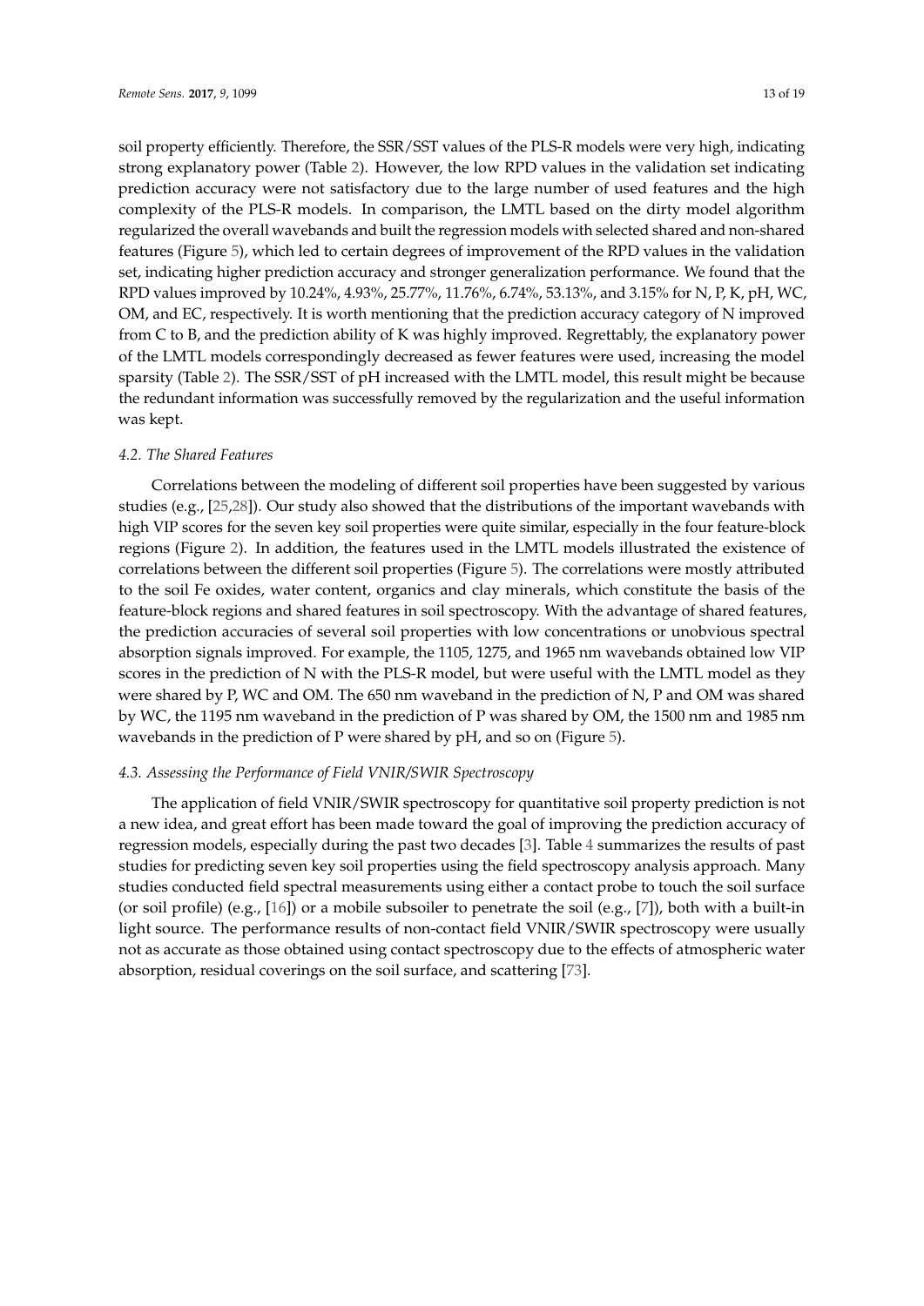soil property efficiently. Therefore, the SSR/SST values of the PLS-R models were very high, indicating strong explanatory power (Table 2). However, the low RPD values in the validation set indicating prediction accuracy were not satisfactory due to the large number of used features and the high complexity of the PLS-R models. In comparison, the LMTL based on the dirty model algorithm regularized the overall wavebands and built the regression models with selected shared and non-shared features (Figure 5), which led to certain degrees of improvement of the RPD values in the validation set, indicating higher prediction accuracy and stronger generalization performance. We found that the RPD values improved by 10.24%, 4.93%, 25.77%, 11.76%, 6.74%, 53.13%, and 3.15% for N, P, K, pH, WC, OM, and EC, respectively. It is worth mentioning that the prediction accuracy category of N improved from C to B, and the prediction ability of K was highly improved. Regrettably, the explanatory power of the LMTL models correspondingly decreased as fewer features were used, increasing the model sparsity (Table 2). The SSR/SST of pH increased with the LMTL model, this result might be because the redundant information was successfully removed by the regularization and the useful information was kept.

### *4.2. The Shared Features*

Correlations between the modeling of different soil properties have been suggested by various studies (e.g., [25,28]). Our study also showed that the distributions of the important wavebands with high VIP scores for the seven key soil properties were quite similar, especially in the four feature-block regions (Figure 2). In addition, the features used in the LMTL models illustrated the existence of correlations between the different soil properties (Figure 5). The correlations were mostly attributed to the soil Fe oxides, water content, organics and clay minerals, which constitute the basis of the feature-block regions and shared features in soil spectroscopy. With the advantage of shared features, the prediction accuracies of several soil properties with low concentrations or unobvious spectral absorption signals improved. For example, the 1105, 1275, and 1965 nm wavebands obtained low VIP scores in the prediction of N with the PLS-R model, but were useful with the LMTL model as they were shared by P, WC and OM. The 650 nm waveband in the prediction of N, P and OM was shared by WC, the 1195 nm waveband in the prediction of P was shared by OM, the 1500 nm and 1985 nm wavebands in the prediction of P were shared by pH, and so on (Figure 5).

### *4.3. Assessing the Performance of Field VNIR/SWIR Spectroscopy*

The application of field VNIR/SWIR spectroscopy for quantitative soil property prediction is not a new idea, and great effort has been made toward the goal of improving the prediction accuracy of regression models, especially during the past two decades [3]. Table 4 summarizes the results of past studies for predicting seven key soil properties using the field spectroscopy analysis approach. Many studies conducted field spectral measurements using either a contact probe to touch the soil surface (or soil profile) (e.g., [16]) or a mobile subsoiler to penetrate the soil (e.g., [7]), both with a built-in light source. The performance results of non-contact field VNIR/SWIR spectroscopy were usually not as accurate as those obtained using contact spectroscopy due to the effects of atmospheric water absorption, residual coverings on the soil surface, and scattering [73].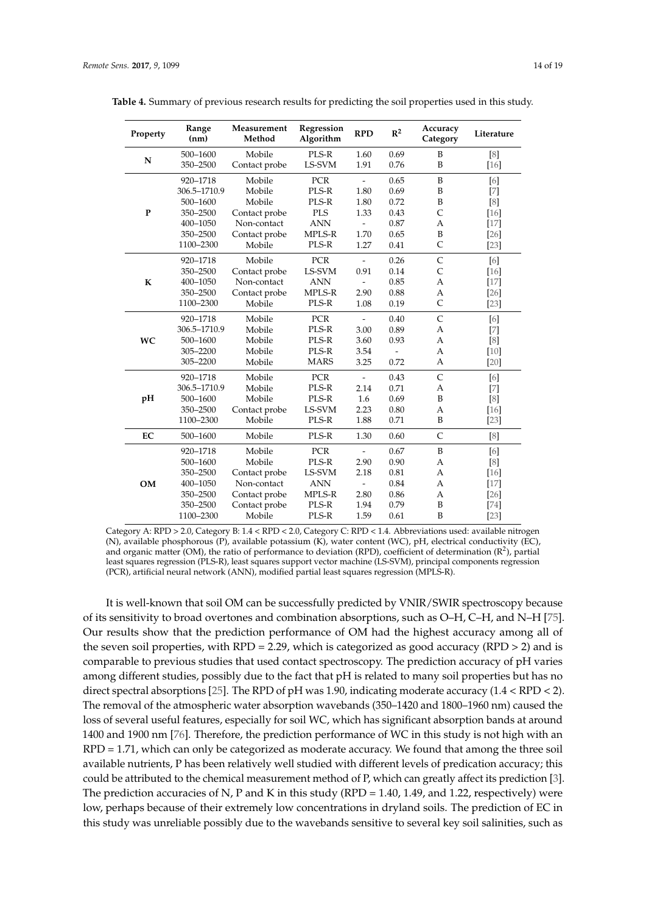**Table 4.** Summary of previous research results for predicting the soil properties used in this study.

| Property | Range (nm) | Measurement Method | Regression Algorithm | RPD | $R^2$ | Accuracy Category | Literature |
|---|---|---|---|---|---|---|---|
| **N** | 500–1600 | Mobile | PLS-R | 1.60 | 0.69 | B | [8] |
| | 350–2500 | Contact probe | LS-SVM | 1.91 | 0.76 | B | [16] |
| **P** | 920–1718 | Mobile | PCR | - | 0.65 | B | [6] |
| | 306.5–1710.9 | Mobile | PLS-R | 1.80 | 0.69 | B | [7] |
| | 500–1600 | Mobile | PLS-R | 1.80 | 0.72 | B | [8] |
| | 350–2500 | Contact probe | PLS | 1.33 | 0.43 | C | [16] |
| | 400–1050 | Non-contact | ANN | - | 0.87 | A | [17] |
| | 350–2500 | Contact probe | MPLS-R | 1.70 | 0.65 | B | [26] |
| | 1100–2300 | Mobile | PLS-R | 1.27 | 0.41 | C | [23] |
| **K** | 920–1718 | Mobile | PCR | - | 0.26 | C | [6] |
| | 350–2500 | Contact probe | LS-SVM | 0.91 | 0.14 | C | [16] |
| | 400–1050 | Non-contact | ANN | - | 0.85 | A | [17] |
| | 350–2500 | Contact probe | MPLS-R | 2.90 | 0.88 | A | [26] |
| | 1100–2300 | Mobile | PLS-R | 1.08 | 0.19 | C | [23] |
| **WC** | 920–1718 | Mobile | PCR | - | 0.40 | C | [6] |
| | 306.5–1710.9 | Mobile | PLS-R | 3.00 | 0.89 | A | [7] |
| | 500–1600 | Mobile | PLS-R | 3.60 | 0.93 | A | [8] |
| | 305–2200 | Mobile | PLS-R | 3.54 | - | A | [10] |
| | 305–2200 | Mobile | MARS | 3.25 | 0.72 | A | [20] |
| **pH** | 920–1718 | Mobile | PCR | - | 0.43 | C | [6] |
| | 306.5–1710.9 | Mobile | PLS-R | 2.14 | 0.71 | A | [7] |
| | 500–1600 | Mobile | PLS-R | 1.6 | 0.69 | B | [8] |
| | 350–2500 | Contact probe | LS-SVM | 2.23 | 0.80 | A | [16] |
| | 1100–2300 | Mobile | PLS-R | 1.88 | 0.71 | B | [23] |
| **EC** | 500–1600 | Mobile | PLS-R | 1.30 | 0.60 | C | [8] |
| **OM** | 920–1718 | Mobile | PCR | - | 0.67 | B | [6] |
| | 500–1600 | Mobile | PLS-R | 2.90 | 0.90 | A | [8] |
| | 350–2500 | Contact probe | LS-SVM | 2.18 | 0.81 | A | [16] |
| | 400–1050 | Non-contact | ANN | - | 0.84 | A | [17] |
| | 350–2500 | Contact probe | MPLS-R | 2.80 | 0.86 | A | [26] |
| | 350–2500 | Contact probe | PLS-R | 1.94 | 0.79 | B | [74] |
| | 1100–2300 | Mobile | PLS-R | 1.59 | 0.61 | B | [23] |

Category A: RPD > 2.0, Category B: 1.4 < RPD < 2.0, Category C: RPD < 1.4. Abbreviations used: available nitrogen (N), available phosphorous (P), available potassium (K), water content (WC), pH, electrical conductivity (EC), and organic matter (OM), the ratio of performance to deviation (RPD), coefficient of determination ($R^2$), partial least squares regression (PLS-R), least squares support vector machine (LS-SVM), principal components regression (PCR), artificial neural network (ANN), modified partial least squares regression (MPLS-R).

It is well-known that soil OM can be successfully predicted by VNIR/SWIR spectroscopy because of its sensitivity to broad overtones and combination absorptions, such as O–H, C–H, and N–H [75]. Our results show that the prediction performance of OM had the highest accuracy among all of the seven soil properties, with RPD = 2.29, which is categorized as good accuracy (RPD > 2) and is comparable to previous studies that used contact spectroscopy. The prediction accuracy of pH varies among different studies, possibly due to the fact that pH is related to many soil properties but has no direct spectral absorptions [25]. The RPD of pH was 1.90, indicating moderate accuracy (1.4 < RPD < 2). The removal of the atmospheric water absorption wavebands (350–1420 and 1800–1960 nm) caused the loss of several useful features, especially for soil WC, which has significant absorption bands at around 1400 and 1900 nm [76]. Therefore, the prediction performance of WC in this study is not high with an RPD = 1.71, which can only be categorized as moderate accuracy. We found that among the three soil available nutrients, P has been relatively well studied with different levels of predication accuracy; this could be attributed to the chemical measurement method of P, which can greatly affect its prediction [3]. The prediction accuracies of N, P and K in this study (RPD = 1.40, 1.49, and 1.22, respectively) were low, perhaps because of their extremely low concentrations in dryland soils. The prediction of EC in this study was unreliable possibly due to the wavebands sensitive to several key soil salinities, such as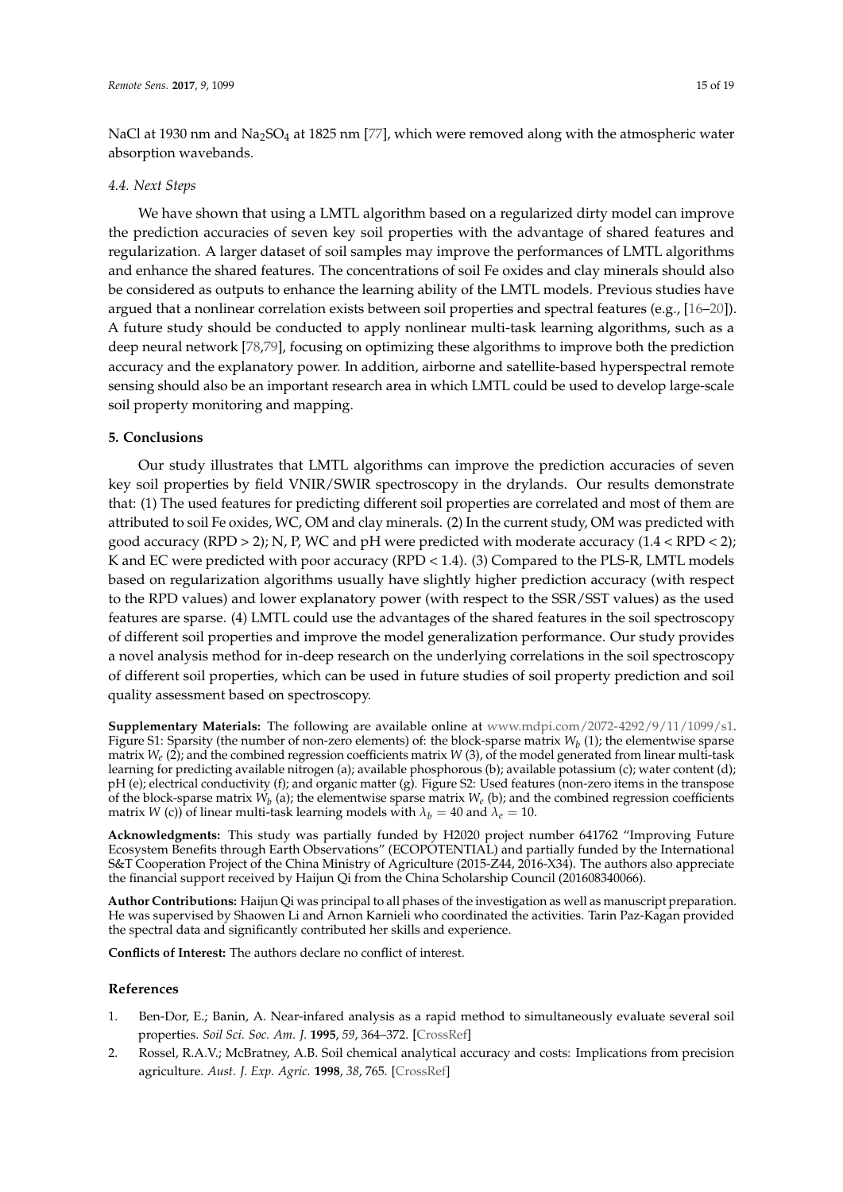NaCl at 1930 nm and $Na_2SO_4$ at 1825 nm [77], which were removed along with the atmospheric water absorption wavebands.

### 4.4. Next Steps

We have shown that using a LMTL algorithm based on a regularized dirty model can improve the prediction accuracies of seven key soil properties with the advantage of shared features and regularization. A larger dataset of soil samples may improve the performances of LMTL algorithms and enhance the shared features. The concentrations of soil Fe oxides and clay minerals should also be considered as outputs to enhance the learning ability of the LMTL models. Previous studies have argued that a nonlinear correlation exists between soil properties and spectral features (e.g., [16–20]). A future study should be conducted to apply nonlinear multi-task learning algorithms, such as a deep neural network [78,79], focusing on optimizing these algorithms to improve both the prediction accuracy and the explanatory power. In addition, airborne and satellite-based hyperspectral remote sensing should also be an important research area in which LMTL could be used to develop large-scale soil property monitoring and mapping.

## 5. Conclusions

Our study illustrates that LMTL algorithms can improve the prediction accuracies of seven key soil properties by field VNIR/SWIR spectroscopy in the drylands. Our results demonstrate that: (1) The used features for predicting different soil properties are correlated and most of them are attributed to soil Fe oxides, WC, OM and clay minerals. (2) In the current study, OM was predicted with good accuracy (RPD > 2); N, P, WC and pH were predicted with moderate accuracy (1.4 < RPD < 2); K and EC were predicted with poor accuracy (RPD < 1.4). (3) Compared to the PLS-R, LMTL models based on regularization algorithms usually have slightly higher prediction accuracy (with respect to the RPD values) and lower explanatory power (with respect to the SSR/SST values) as the used features are sparse. (4) LMTL could use the advantages of the shared features in the soil spectroscopy of different soil properties and improve the model generalization performance. Our study provides a novel analysis method for in-deep research on the underlying correlations in the soil spectroscopy of different soil properties, which can be used in future studies of soil property prediction and soil quality assessment based on spectroscopy.

**Supplementary Materials:** The following are available online at www.mdpi.com/2072-4292/9/11/1099/s1. Figure S1: Sparsity (the number of non-zero elements) of: the block-sparse matrix $W_b$ (1); the elementwise sparse matrix $W_e$ (2); and the combined regression coefficients matrix $W$ (3), of the model generated from linear multi-task learning for predicting available nitrogen (a); available phosphorous (b); available potassium (c); water content (d); pH (e); electrical conductivity (f); and organic matter (g). Figure S2: Used features (non-zero items in the transpose of the block-sparse matrix $W_b$ (a); the elementwise sparse matrix $W_e$ (b); and the combined regression coefficients matrix $W$ (c)) of linear multi-task learning models with $\lambda_b = 40$ and $\lambda_e = 10$.

**Acknowledgments:** This study was partially funded by H2020 project number 641762 "Improving Future Ecosystem Benefits through Earth Observations" (ECOPOTENTIAL) and partially funded by the International S&T Cooperation Project of the China Ministry of Agriculture (2015-Z44, 2016-X34). The authors also appreciate the financial support received by Haijun Qi from the China Scholarship Council (201608340066).

**Author Contributions:** Haijun Qi was principal to all phases of the investigation as well as manuscript preparation. He was supervised by Shaowen Li and Arnon Karnieli who coordinated the activities. Tarin Paz-Kagan provided the spectral data and significantly contributed her skills and experience.

**Conflicts of Interest:** The authors declare no conflict of interest.

## References

1. Ben-Dor, E.; Banin, A. Near-infared analysis as a rapid method to simultaneously evaluate several soil properties. *Soil Sci. Soc. Am. J.* **1995**, *59*, 364–372. [CrossRef]
2. Rossel, R.A.V.; McBratney, A.B. Soil chemical analytical accuracy and costs: Implications from precision agriculture. *Aust. J. Exp. Agric.* **1998**, *38*, 765. [CrossRef]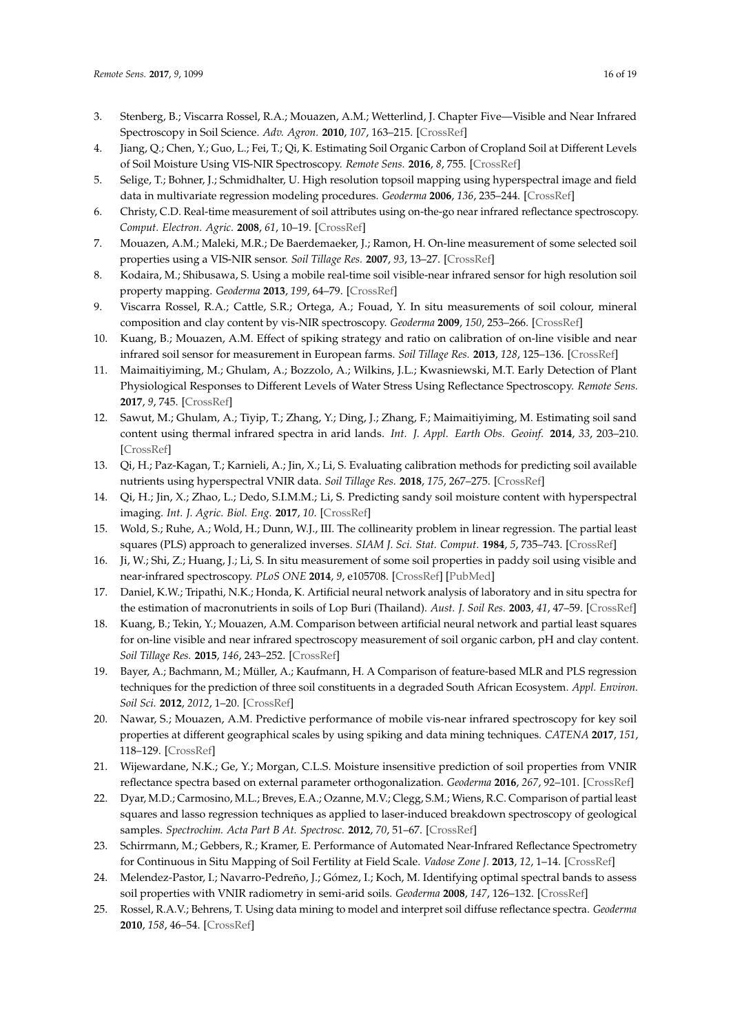3. Stenberg, B.; Viscarra Rossel, R.A.; Mouazen, A.M.; Wetterlind, J. Chapter Five—Visible and Near Infrared Spectroscopy in Soil Science. *Adv. Agron.* **2010**, *107*, 163–215. [CrossRef]
4. Jiang, Q.; Chen, Y.; Guo, L.; Fei, T.; Qi, K. Estimating Soil Organic Carbon of Cropland Soil at Different Levels of Soil Moisture Using VIS-NIR Spectroscopy. *Remote Sens.* **2016**, *8*, 755. [CrossRef]
5. Selige, T.; Bohner, J.; Schmidhalter, U. High resolution topsoil mapping using hyperspectral image and field data in multivariate regression modeling procedures. *Geoderma* **2006**, *136*, 235–244. [CrossRef]
6. Christy, C.D. Real-time measurement of soil attributes using on-the-go near infrared reflectance spectroscopy. *Comput. Electron. Agric.* **2008**, *61*, 10–19. [CrossRef]
7. Mouazen, A.M.; Maleki, M.R.; De Baerdemaeker, J.; Ramon, H. On-line measurement of some selected soil properties using a VIS-NIR sensor. *Soil Tillage Res.* **2007**, *93*, 13–27. [CrossRef]
8. Kodaira, M.; Shibusawa, S. Using a mobile real-time soil visible-near infrared sensor for high resolution soil property mapping. *Geoderma* **2013**, *199*, 64–79. [CrossRef]
9. Viscarra Rossel, R.A.; Cattle, S.R.; Ortega, A.; Fouad, Y. In situ measurements of soil colour, mineral composition and clay content by vis-NIR spectroscopy. *Geoderma* **2009**, *150*, 253–266. [CrossRef]
10. Kuang, B.; Mouazen, A.M. Effect of spiking strategy and ratio on calibration of on-line visible and near infrared soil sensor for measurement in European farms. *Soil Tillage Res.* **2013**, *128*, 125–136. [CrossRef]
11. Maimaitiyiming, M.; Ghulam, A.; Bozzolo, A.; Wilkins, J.L.; Kwasniewski, M.T. Early Detection of Plant Physiological Responses to Different Levels of Water Stress Using Reflectance Spectroscopy. *Remote Sens.* **2017**, *9*, 745. [CrossRef]
12. Sawut, M.; Ghulam, A.; Tiyip, T.; Zhang, Y.; Ding, J.; Zhang, F.; Maimaitiyiming, M. Estimating soil sand content using thermal infrared spectra in arid lands. *Int. J. Appl. Earth Obs. Geoinf.* **2014**, *33*, 203–210. [CrossRef]
13. Qi, H.; Paz-Kagan, T.; Karnieli, A.; Jin, X.; Li, S. Evaluating calibration methods for predicting soil available nutrients using hyperspectral VNIR data. *Soil Tillage Res.* **2018**, *175*, 267–275. [CrossRef]
14. Qi, H.; Jin, X.; Zhao, L.; Dedo, S.I.M.M.; Li, S. Predicting sandy soil moisture content with hyperspectral imaging. *Int. J. Agric. Biol. Eng.* **2017**, *10*. [CrossRef]
15. Wold, S.; Ruhe, A.; Wold, H.; Dunn, W.J., III. The collinearity problem in linear regression. The partial least squares (PLS) approach to generalized inverses. *SIAM J. Sci. Stat. Comput.* **1984**, *5*, 735–743. [CrossRef]
16. Ji, W.; Shi, Z.; Huang, J.; Li, S. In situ measurement of some soil properties in paddy soil using visible and near-infrared spectroscopy. *PLoS ONE* **2014**, *9*, e105708. [CrossRef] [PubMed]
17. Daniel, K.W.; Tripathi, N.K.; Honda, K. Artificial neural network analysis of laboratory and in situ spectra for the estimation of macronutrients in soils of Lop Buri (Thailand). *Aust. J. Soil Res.* **2003**, *41*, 47–59. [CrossRef]
18. Kuang, B.; Tekin, Y.; Mouazen, A.M. Comparison between artificial neural network and partial least squares for on-line visible and near infrared spectroscopy measurement of soil organic carbon, pH and clay content. *Soil Tillage Res.* **2015**, *146*, 243–252. [CrossRef]
19. Bayer, A.; Bachmann, M.; Müller, A.; Kaufmann, H. A Comparison of feature-based MLR and PLS regression techniques for the prediction of three soil constituents in a degraded South African Ecosystem. *Appl. Environ. Soil Sci.* **2012**, *2012*, 1–20. [CrossRef]
20. Nawar, S.; Mouazen, A.M. Predictive performance of mobile vis-near infrared spectroscopy for key soil properties at different geographical scales by using spiking and data mining techniques. *CATENA* **2017**, *151*, 118–129. [CrossRef]
21. Wijewardane, N.K.; Ge, Y.; Morgan, C.L.S. Moisture insensitive prediction of soil properties from VNIR reflectance spectra based on external parameter orthogonalization. *Geoderma* **2016**, *267*, 92–101. [CrossRef]
22. Dyar, M.D.; Carmosino, M.L.; Breves, E.A.; Ozanne, M.V.; Clegg, S.M.; Wiens, R.C. Comparison of partial least squares and lasso regression techniques as applied to laser-induced breakdown spectroscopy of geological samples. *Spectrochim. Acta Part B At. Spectrosc.* **2012**, *70*, 51–67. [CrossRef]
23. Schirrmann, M.; Gebbers, R.; Kramer, E. Performance of Automated Near-Infrared Reflectance Spectrometry for Continuous in Situ Mapping of Soil Fertility at Field Scale. *Vadose Zone J.* **2013**, *12*, 1–14. [CrossRef]
24. Melendez-Pastor, I.; Navarro-Pedreño, J.; Gómez, I.; Koch, M. Identifying optimal spectral bands to assess soil properties with VNIR radiometry in semi-arid soils. *Geoderma* **2008**, *147*, 126–132. [CrossRef]
25. Rossel, R.A.V.; Behrens, T. Using data mining to model and interpret soil diffuse reflectance spectra. *Geoderma* **2010**, *158*, 46–54. [CrossRef]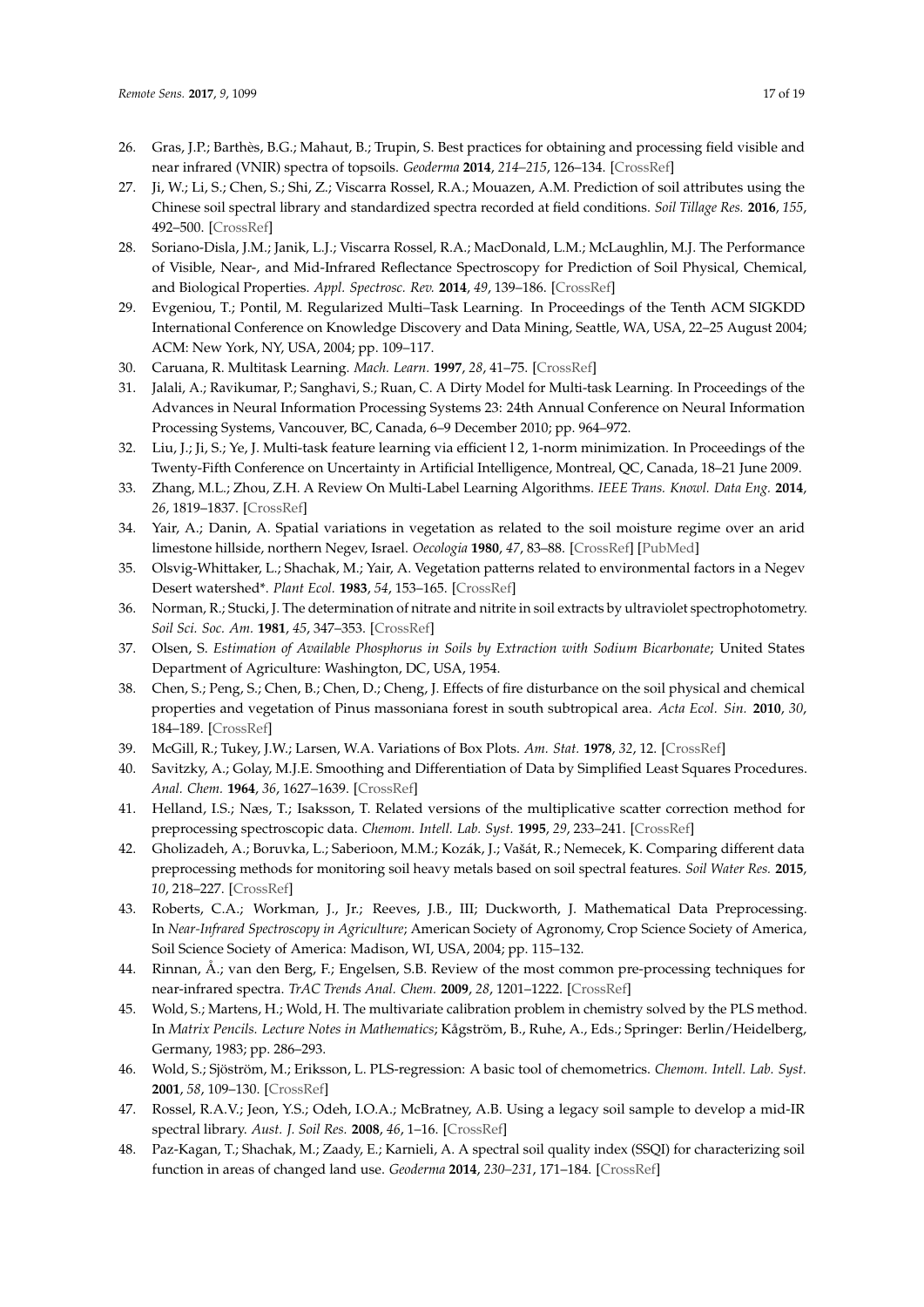26. Gras, J.P.; Barthès, B.G.; Mahaut, B.; Trupin, S. Best practices for obtaining and processing field visible and near infrared (VNIR) spectra of topsoils. *Geoderma* **2014**, *214–215*, 126–134. [CrossRef]
27. Ji, W.; Li, S.; Chen, S.; Shi, Z.; Viscarra Rossel, R.A.; Mouazen, A.M. Prediction of soil attributes using the Chinese soil spectral library and standardized spectra recorded at field conditions. *Soil Tillage Res.* **2016**, *155*, 492–500. [CrossRef]
28. Soriano-Disla, J.M.; Janik, L.J.; Viscarra Rossel, R.A.; MacDonald, L.M.; McLaughlin, M.J. The Performance of Visible, Near-, and Mid-Infrared Reflectance Spectroscopy for Prediction of Soil Physical, Chemical, and Biological Properties. *Appl. Spectrosc. Rev.* **2014**, *49*, 139–186. [CrossRef]
29. Evgeniou, T.; Pontil, M. Regularized Multi–Task Learning. In Proceedings of the Tenth ACM SIGKDD International Conference on Knowledge Discovery and Data Mining, Seattle, WA, USA, 22–25 August 2004; ACM: New York, NY, USA, 2004; pp. 109–117.
30. Caruana, R. Multitask Learning. *Mach. Learn.* **1997**, *28*, 41–75. [CrossRef]
31. Jalali, A.; Ravikumar, P.; Sanghavi, S.; Ruan, C. A Dirty Model for Multi-task Learning. In Proceedings of the Advances in Neural Information Processing Systems 23: 24th Annual Conference on Neural Information Processing Systems, Vancouver, BC, Canada, 6–9 December 2010; pp. 964–972.
32. Liu, J.; Ji, S.; Ye, J. Multi-task feature learning via efficient l 2, 1-norm minimization. In Proceedings of the Twenty-Fifth Conference on Uncertainty in Artificial Intelligence, Montreal, QC, Canada, 18–21 June 2009.
33. Zhang, M.L.; Zhou, Z.H. A Review On Multi-Label Learning Algorithms. *IEEE Trans. Knowl. Data Eng.* **2014**, *26*, 1819–1837. [CrossRef]
34. Yair, A.; Danin, A. Spatial variations in vegetation as related to the soil moisture regime over an arid limestone hillside, northern Negev, Israel. *Oecologia* **1980**, *47*, 83–88. [CrossRef] [PubMed]
35. Olsvig-Whittaker, L.; Shachak, M.; Yair, A. Vegetation patterns related to environmental factors in a Negev Desert watershed*. *Plant Ecol.* **1983**, *54*, 153–165. [CrossRef]
36. Norman, R.; Stucki, J. The determination of nitrate and nitrite in soil extracts by ultraviolet spectrophotometry. *Soil Sci. Soc. Am.* **1981**, *45*, 347–353. [CrossRef]
37. Olsen, S. *Estimation of Available Phosphorus in Soils by Extraction with Sodium Bicarbonate*; United States Department of Agriculture: Washington, DC, USA, 1954.
38. Chen, S.; Peng, S.; Chen, B.; Chen, D.; Cheng, J. Effects of fire disturbance on the soil physical and chemical properties and vegetation of Pinus massoniana forest in south subtropical area. *Acta Ecol. Sin.* **2010**, *30*, 184–189. [CrossRef]
39. McGill, R.; Tukey, J.W.; Larsen, W.A. Variations of Box Plots. *Am. Stat.* **1978**, *32*, 12. [CrossRef]
40. Savitzky, A.; Golay, M.J.E. Smoothing and Differentiation of Data by Simplified Least Squares Procedures. *Anal. Chem.* **1964**, *36*, 1627–1639. [CrossRef]
41. Helland, I.S.; Næs, T.; Isaksson, T. Related versions of the multiplicative scatter correction method for preprocessing spectroscopic data. *Chemom. Intell. Lab. Syst.* **1995**, *29*, 233–241. [CrossRef]
42. Gholizadeh, A.; Boruvka, L.; Saberioon, M.M.; Kozák, J.; Vašát, R.; Nemecek, K. Comparing different data preprocessing methods for monitoring soil heavy metals based on soil spectral features. *Soil Water Res.* **2015**, *10*, 218–227. [CrossRef]
43. Roberts, C.A.; Workman, J., Jr.; Reeves, J.B., III; Duckworth, J. Mathematical Data Preprocessing. In *Near-Infrared Spectroscopy in Agriculture*; American Society of Agronomy, Crop Science Society of America, Soil Science Society of America: Madison, WI, USA, 2004; pp. 115–132.
44. Rinnan, Å.; van den Berg, F.; Engelsen, S.B. Review of the most common pre-processing techniques for near-infrared spectra. *TrAC Trends Anal. Chem.* **2009**, *28*, 1201–1222. [CrossRef]
45. Wold, S.; Martens, H.; Wold, H. The multivariate calibration problem in chemistry solved by the PLS method. In *Matrix Pencils. Lecture Notes in Mathematics*; Kågström, B., Ruhe, A., Eds.; Springer: Berlin/Heidelberg, Germany, 1983; pp. 286–293.
46. Wold, S.; Sjöström, M.; Eriksson, L. PLS-regression: A basic tool of chemometrics. *Chemom. Intell. Lab. Syst.* **2001**, *58*, 109–130. [CrossRef]
47. Rossel, R.A.V.; Jeon, Y.S.; Odeh, I.O.A.; McBratney, A.B. Using a legacy soil sample to develop a mid-IR spectral library. *Aust. J. Soil Res.* **2008**, *46*, 1–16. [CrossRef]
48. Paz-Kagan, T.; Shachak, M.; Zaady, E.; Karnieli, A. A spectral soil quality index (SSQI) for characterizing soil function in areas of changed land use. *Geoderma* **2014**, *230–231*, 171–184. [CrossRef]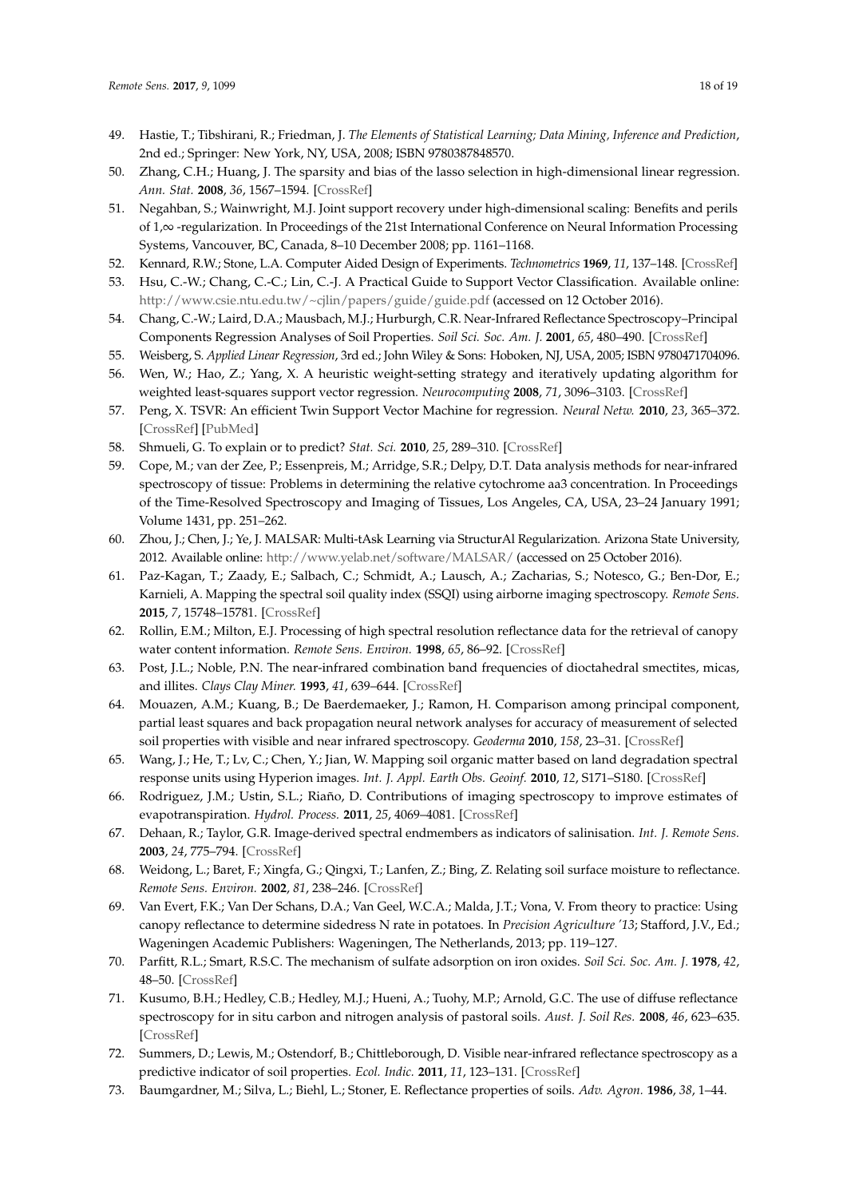49. Hastie, T.; Tibshirani, R.; Friedman, J. *The Elements of Statistical Learning; Data Mining, Inference and Prediction*, 2nd ed.; Springer: New York, NY, USA, 2008; ISBN 9780387848570.
50. Zhang, C.H.; Huang, J. The sparsity and bias of the lasso selection in high-dimensional linear regression. *Ann. Stat.* **2008**, *36*, 1567–1594. [CrossRef]
51. Negahban, S.; Wainwright, M.J. Joint support recovery under high-dimensional scaling: Benefits and perils of 1,∞ -regularization. In Proceedings of the 21st International Conference on Neural Information Processing Systems, Vancouver, BC, Canada, 8–10 December 2008; pp. 1161–1168.
52. Kennard, R.W.; Stone, L.A. Computer Aided Design of Experiments. *Technometrics* **1969**, *11*, 137–148. [CrossRef]
53. Hsu, C.-W.; Chang, C.-C.; Lin, C.-J. A Practical Guide to Support Vector Classification. Available online: http://www.csie.ntu.edu.tw/~cjlin/papers/guide/guide.pdf (accessed on 12 October 2016).
54. Chang, C.-W.; Laird, D.A.; Mausbach, M.J.; Hurburgh, C.R. Near-Infrared Reflectance Spectroscopy–Principal Components Regression Analyses of Soil Properties. *Soil Sci. Soc. Am. J.* **2001**, *65*, 480–490. [CrossRef]
55. Weisberg, S. *Applied Linear Regression*, 3rd ed.; John Wiley & Sons: Hoboken, NJ, USA, 2005; ISBN 9780471704096.
56. Wen, W.; Hao, Z.; Yang, X. A heuristic weight-setting strategy and iteratively updating algorithm for weighted least-squares support vector regression. *Neurocomputing* **2008**, *71*, 3096–3103. [CrossRef]
57. Peng, X. TSVR: An efficient Twin Support Vector Machine for regression. *Neural Netw.* **2010**, *23*, 365–372. [CrossRef] [PubMed]
58. Shmueli, G. To explain or to predict? *Stat. Sci.* **2010**, *25*, 289–310. [CrossRef]
59. Cope, M.; van der Zee, P.; Essenpreis, M.; Arridge, S.R.; Delpy, D.T. Data analysis methods for near-infrared spectroscopy of tissue: Problems in determining the relative cytochrome aa3 concentration. In Proceedings of the Time-Resolved Spectroscopy and Imaging of Tissues, Los Angeles, CA, USA, 23–24 January 1991; Volume 1431, pp. 251–262.
60. Zhou, J.; Chen, J.; Ye, J. MALSAR: Multi-tAsk Learning via StructurAl Regularization. Arizona State University, 2012. Available online: http://www.yelab.net/software/MALSAR/ (accessed on 25 October 2016).
61. Paz-Kagan, T.; Zaady, E.; Salbach, C.; Schmidt, A.; Lausch, A.; Zacharias, S.; Notesco, G.; Ben-Dor, E.; Karnieli, A. Mapping the spectral soil quality index (SSQI) using airborne imaging spectroscopy. *Remote Sens.* **2015**, *7*, 15748–15781. [CrossRef]
62. Rollin, E.M.; Milton, E.J. Processing of high spectral resolution reflectance data for the retrieval of canopy water content information. *Remote Sens. Environ.* **1998**, *65*, 86–92. [CrossRef]
63. Post, J.L.; Noble, P.N. The near-infrared combination band frequencies of dioctahedral smectites, micas, and illites. *Clays Clay Miner.* **1993**, *41*, 639–644. [CrossRef]
64. Mouazen, A.M.; Kuang, B.; De Baerdemaeker, J.; Ramon, H. Comparison among principal component, partial least squares and back propagation neural network analyses for accuracy of measurement of selected soil properties with visible and near infrared spectroscopy. *Geoderma* **2010**, *158*, 23–31. [CrossRef]
65. Wang, J.; He, T.; Lv, C.; Chen, Y.; Jian, W. Mapping soil organic matter based on land degradation spectral response units using Hyperion images. *Int. J. Appl. Earth Obs. Geoinf.* **2010**, *12*, S171–S180. [CrossRef]
66. Rodriguez, J.M.; Ustin, S.L.; Riaño, D. Contributions of imaging spectroscopy to improve estimates of evapotranspiration. *Hydrol. Process.* **2011**, *25*, 4069–4081. [CrossRef]
67. Dehaan, R.; Taylor, G.R. Image-derived spectral endmembers as indicators of salinisation. *Int. J. Remote Sens.* **2003**, *24*, 775–794. [CrossRef]
68. Weidong, L.; Baret, F.; Xingfa, G.; Qingxi, T.; Lanfen, Z.; Bing, Z. Relating soil surface moisture to reflectance. *Remote Sens. Environ.* **2002**, *81*, 238–246. [CrossRef]
69. Van Evert, F.K.; Van Der Schans, D.A.; Van Geel, W.C.A.; Malda, J.T.; Vona, V. From theory to practice: Using canopy reflectance to determine sidedress N rate in potatoes. In *Precision Agriculture '13*; Stafford, J.V., Ed.; Wageningen Academic Publishers: Wageningen, The Netherlands, 2013; pp. 119–127.
70. Parfitt, R.L.; Smart, R.S.C. The mechanism of sulfate adsorption on iron oxides. *Soil Sci. Soc. Am. J.* **1978**, *42*, 48–50. [CrossRef]
71. Kusumo, B.H.; Hedley, C.B.; Hedley, M.J.; Hueni, A.; Tuohy, M.P.; Arnold, G.C. The use of diffuse reflectance spectroscopy for in situ carbon and nitrogen analysis of pastoral soils. *Aust. J. Soil Res.* **2008**, *46*, 623–635. [CrossRef]
72. Summers, D.; Lewis, M.; Ostendorf, B.; Chittleborough, D. Visible near-infrared reflectance spectroscopy as a predictive indicator of soil properties. *Ecol. Indic.* **2011**, *11*, 123–131. [CrossRef]
73. Baumgardner, M.; Silva, L.; Biehl, L.; Stoner, E. Reflectance properties of soils. *Adv. Agron.* **1986**, *38*, 1–44.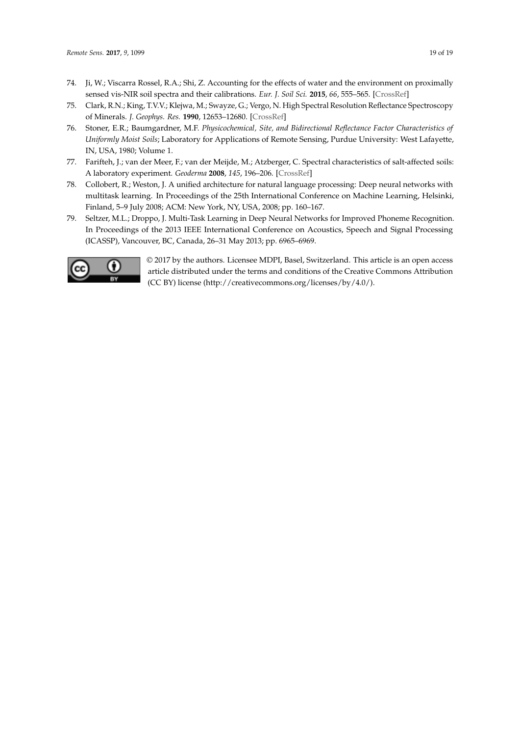74. Ji, W.; Viscarra Rossel, R.A.; Shi, Z. Accounting for the effects of water and the environment on proximally sensed vis-NIR soil spectra and their calibrations. *Eur. J. Soil Sci.* **2015**, *66*, 555–565. [CrossRef]
75. Clark, R.N.; King, T.V.V.; Klejwa, M.; Swayze, G.; Vergo, N. High Spectral Resolution Reflectance Spectroscopy of Minerals. *J. Geophys. Res.* **1990**, 12653–12680. [CrossRef]
76. Stoner, E.R.; Baumgardner, M.F. *Physicochemical, Site, and Bidirectional Reflectance Factor Characteristics of Uniformly Moist Soils*; Laboratory for Applications of Remote Sensing, Purdue University: West Lafayette, IN, USA, 1980; Volume 1.
77. Farifteh, J.; van der Meer, F.; van der Meijde, M.; Atzberger, C. Spectral characteristics of salt-affected soils: A laboratory experiment. *Geoderma* **2008**, *145*, 196–206. [CrossRef]
78. Collobert, R.; Weston, J. A unified architecture for natural language processing: Deep neural networks with multitask learning. In Proceedings of the 25th International Conference on Machine Learning, Helsinki, Finland, 5–9 July 2008; ACM: New York, NY, USA, 2008; pp. 160–167.
79. Seltzer, M.L.; Droppo, J. Multi-Task Learning in Deep Neural Networks for Improved Phoneme Recognition. In Proceedings of the 2013 IEEE International Conference on Acoustics, Speech and Signal Processing (ICASSP), Vancouver, BC, Canada, 26–31 May 2013; pp. 6965–6969.

© 2017 by the authors. Licensee MDPI, Basel, Switzerland. This article is an open access article distributed under the terms and conditions of the Creative Commons Attribution (CC BY) license (http://creativecommons.org/licenses/by/4.0/).